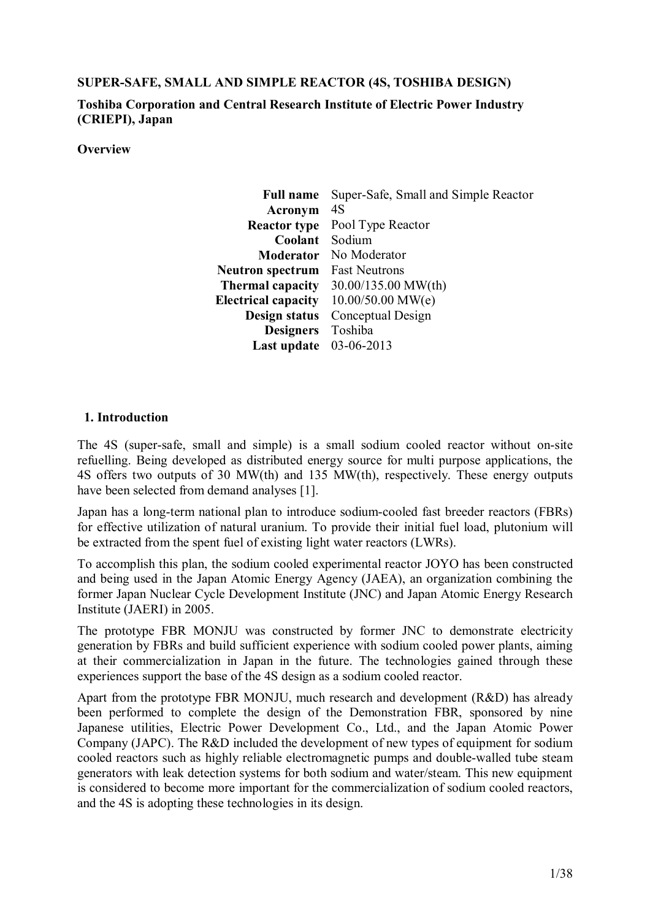**SUPER-SAFE, SMALL AND SIMPLE REACTOR (4S, TOSHIBA DESIGN)**

**Toshiba Corporation and Central Research Institute of Electric Power Industry (CRIEPI), Japan**

**Overview**

| | |
|---|---|
| **Full name** | Super-Safe, Small and Simple Reactor |
| **Acronym** | 4S |
| **Reactor type** | Pool Type Reactor |
| **Coolant** | Sodium |
| **Moderator** | No Moderator |
| **Neutron spectrum** | Fast Neutrons |
| **Thermal capacity** | 30.00/135.00 MW(th) |
| **Electrical capacity** | 10.00/50.00 MW(e) |
| **Design status** | Conceptual Design |
| **Designers** | Toshiba |
| **Last update** | 03-06-2013 |

## 1. Introduction

The 4S (super-safe, small and simple) is a small sodium cooled reactor without on-site refuelling. Being developed as distributed energy source for multi purpose applications, the 4S offers two outputs of 30 MW(th) and 135 MW(th), respectively. These energy outputs have been selected from demand analyses [1].

Japan has a long-term national plan to introduce sodium-cooled fast breeder reactors (FBRs) for effective utilization of natural uranium. To provide their initial fuel load, plutonium will be extracted from the spent fuel of existing light water reactors (LWRs).

To accomplish this plan, the sodium cooled experimental reactor JOYO has been constructed and being used in the Japan Atomic Energy Agency (JAEA), an organization combining the former Japan Nuclear Cycle Development Institute (JNC) and Japan Atomic Energy Research Institute (JAERI) in 2005.

The prototype FBR MONJU was constructed by former JNC to demonstrate electricity generation by FBRs and build sufficient experience with sodium cooled power plants, aiming at their commercialization in Japan in the future. The technologies gained through these experiences support the base of the 4S design as a sodium cooled reactor.

Apart from the prototype FBR MONJU, much research and development (R&D) has already been performed to complete the design of the Demonstration FBR, sponsored by nine Japanese utilities, Electric Power Development Co., Ltd., and the Japan Atomic Power Company (JAPC). The R&D included the development of new types of equipment for sodium cooled reactors such as highly reliable electromagnetic pumps and double-walled tube steam generators with leak detection systems for both sodium and water/steam. This new equipment is considered to become more important for the commercialization of sodium cooled reactors, and the 4S is adopting these technologies in its design.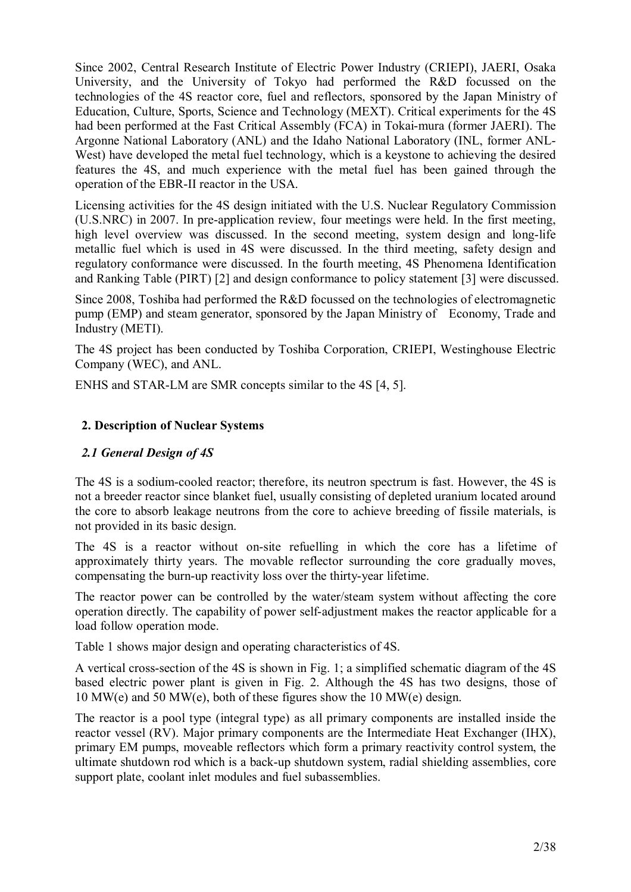Since 2002, Central Research Institute of Electric Power Industry (CRIEPI), JAERI, Osaka University, and the University of Tokyo had performed the R&D focussed on the technologies of the 4S reactor core, fuel and reflectors, sponsored by the Japan Ministry of Education, Culture, Sports, Science and Technology (MEXT). Critical experiments for the 4S had been performed at the Fast Critical Assembly (FCA) in Tokai-mura (former JAERI). The Argonne National Laboratory (ANL) and the Idaho National Laboratory (INL, former ANL-West) have developed the metal fuel technology, which is a keystone to achieving the desired features the 4S, and much experience with the metal fuel has been gained through the operation of the EBR-II reactor in the USA.

Licensing activities for the 4S design initiated with the U.S. Nuclear Regulatory Commission (U.S.NRC) in 2007. In pre-application review, four meetings were held. In the first meeting, high level overview was discussed. In the second meeting, system design and long-life metallic fuel which is used in 4S were discussed. In the third meeting, safety design and regulatory conformance were discussed. In the fourth meeting, 4S Phenomena Identification and Ranking Table (PIRT) [2] and design conformance to policy statement [3] were discussed.

Since 2008, Toshiba had performed the R&D focussed on the technologies of electromagnetic pump (EMP) and steam generator, sponsored by the Japan Ministry of Economy, Trade and Industry (METI).

The 4S project has been conducted by Toshiba Corporation, CRIEPI, Westinghouse Electric Company (WEC), and ANL.

ENHS and STAR-LM are SMR concepts similar to the 4S [4, 5].

## 2. Description of Nuclear Systems

### *2.1 General Design of 4S*

The 4S is a sodium-cooled reactor; therefore, its neutron spectrum is fast. However, the 4S is not a breeder reactor since blanket fuel, usually consisting of depleted uranium located around the core to absorb leakage neutrons from the core to achieve breeding of fissile materials, is not provided in its basic design.

The 4S is a reactor without on-site refuelling in which the core has a lifetime of approximately thirty years. The movable reflector surrounding the core gradually moves, compensating the burn-up reactivity loss over the thirty-year lifetime.

The reactor power can be controlled by the water/steam system without affecting the core operation directly. The capability of power self-adjustment makes the reactor applicable for a load follow operation mode.

Table 1 shows major design and operating characteristics of 4S.

A vertical cross-section of the 4S is shown in Fig. 1; a simplified schematic diagram of the 4S based electric power plant is given in Fig. 2. Although the 4S has two designs, those of 10 MW(e) and 50 MW(e), both of these figures show the 10 MW(e) design.

The reactor is a pool type (integral type) as all primary components are installed inside the reactor vessel (RV). Major primary components are the Intermediate Heat Exchanger (IHX), primary EM pumps, moveable reflectors which form a primary reactivity control system, the ultimate shutdown rod which is a back-up shutdown system, radial shielding assemblies, core support plate, coolant inlet modules and fuel subassemblies.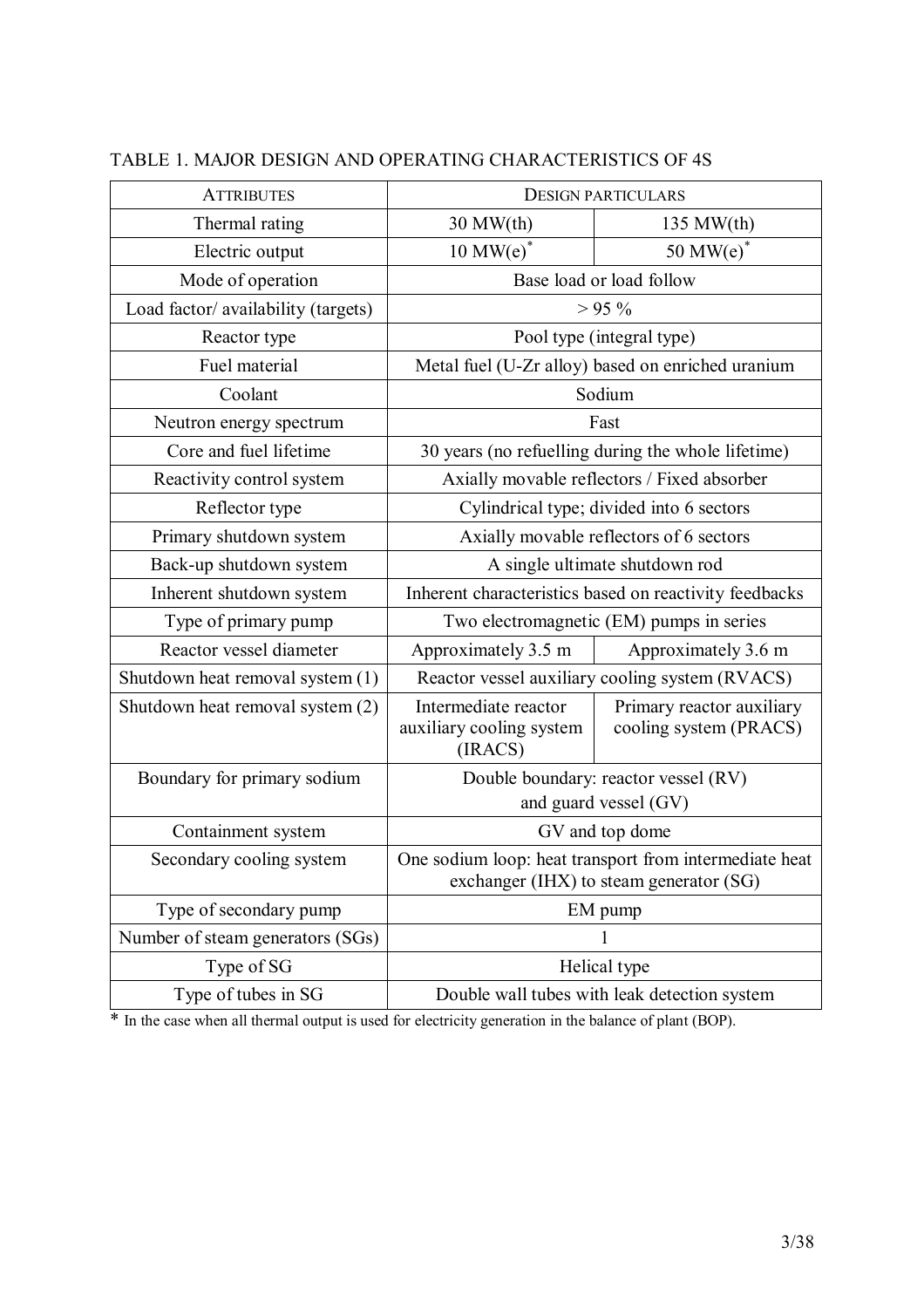TABLE 1. MAJOR DESIGN AND OPERATING CHARACTERISTICS OF 4S

| ATTRIBUTES | DESIGN PARTICULARS | |
|---|---|---|
| Thermal rating | 30 MW(th) | 135 MW(th) |
| Electric output | 10 MW(e)* | 50 MW(e)* |
| Mode of operation | Base load or load follow | |
| Load factor/ availability (targets) | > 95 % | |
| Reactor type | Pool type (integral type) | |
| Fuel material | Metal fuel (U-Zr alloy) based on enriched uranium | |
| Coolant | Sodium | |
| Neutron energy spectrum | Fast | |
| Core and fuel lifetime | 30 years (no refuelling during the whole lifetime) | |
| Reactivity control system | Axially movable reflectors / Fixed absorber | |
| Reflector type | Cylindrical type; divided into 6 sectors | |
| Primary shutdown system | Axially movable reflectors of 6 sectors | |
| Back-up shutdown system | A single ultimate shutdown rod | |
| Inherent shutdown system | Inherent characteristics based on reactivity feedbacks | |
| Type of primary pump | Two electromagnetic (EM) pumps in series | |
| Reactor vessel diameter | Approximately 3.5 m | Approximately 3.6 m |
| Shutdown heat removal system (1) | Reactor vessel auxiliary cooling system (RVACS) | |
| Shutdown heat removal system (2) | Intermediate reactor auxiliary cooling system (IRACS) | Primary reactor auxiliary cooling system (PRACS) |
| Boundary for primary sodium | Double boundary: reactor vessel (RV) and guard vessel (GV) | |
| Containment system | GV and top dome | |
| Secondary cooling system | One sodium loop: heat transport from intermediate heat exchanger (IHX) to steam generator (SG) | |
| Type of secondary pump | EM pump | |
| Number of steam generators (SGs) | 1 | |
| Type of SG | Helical type | |
| Type of tubes in SG | Double wall tubes with leak detection system | |

* In the case when all thermal output is used for electricity generation in the balance of plant (BOP).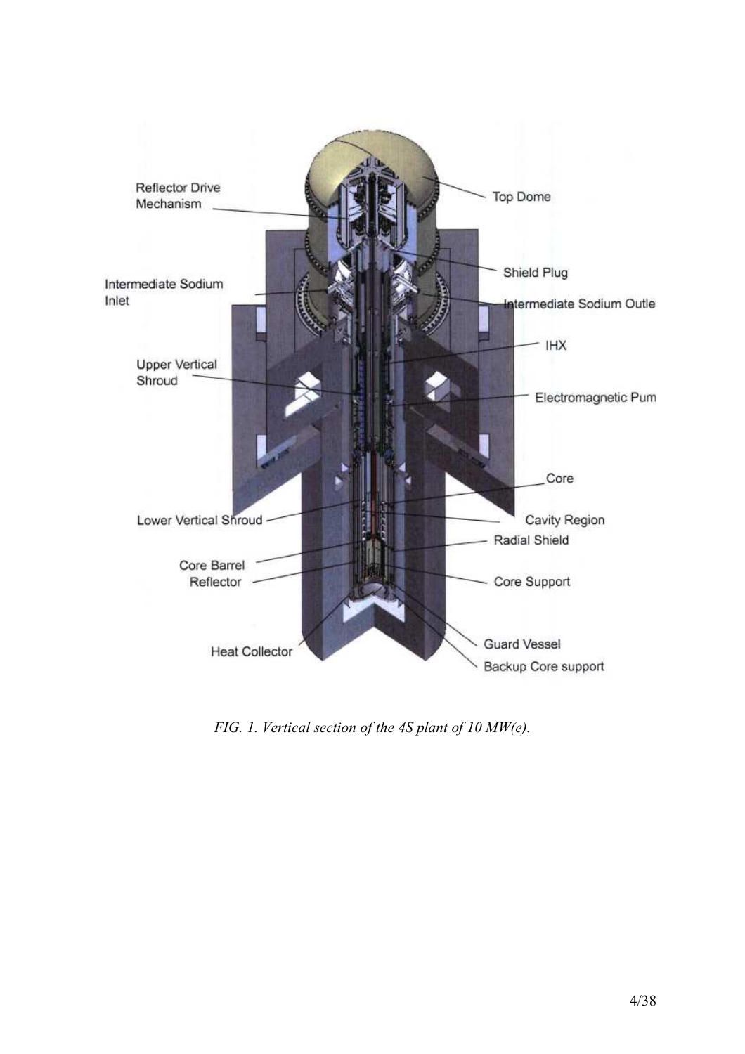*FIG. 1. Vertical section of the 4S plant of 10 MW(e).*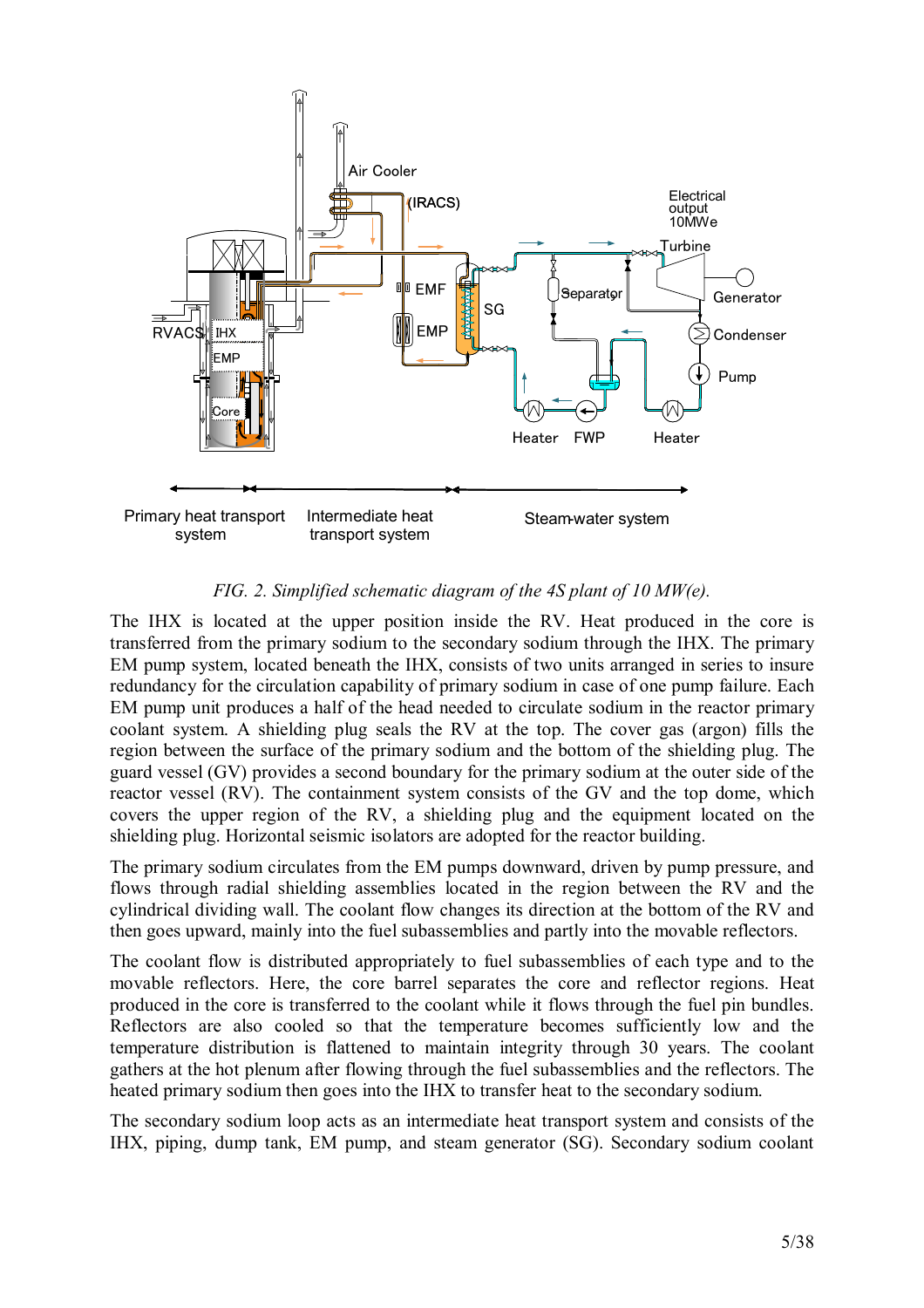FIG. 2. *Simplified schematic diagram of the 4S plant of 10 MW(e).*

The IHX is located at the upper position inside the RV. Heat produced in the core is transferred from the primary sodium to the secondary sodium through the IHX. The primary EM pump system, located beneath the IHX, consists of two units arranged in series to insure redundancy for the circulation capability of primary sodium in case of one pump failure. Each EM pump unit produces a half of the head needed to circulate sodium in the reactor primary coolant system. A shielding plug seals the RV at the top. The cover gas (argon) fills the region between the surface of the primary sodium and the bottom of the shielding plug. The guard vessel (GV) provides a second boundary for the primary sodium at the outer side of the reactor vessel (RV). The containment system consists of the GV and the top dome, which covers the upper region of the RV, a shielding plug and the equipment located on the shielding plug. Horizontal seismic isolators are adopted for the reactor building.

The primary sodium circulates from the EM pumps downward, driven by pump pressure, and flows through radial shielding assemblies located in the region between the RV and the cylindrical dividing wall. The coolant flow changes its direction at the bottom of the RV and then goes upward, mainly into the fuel subassemblies and partly into the movable reflectors.

The coolant flow is distributed appropriately to fuel subassemblies of each type and to the movable reflectors. Here, the core barrel separates the core and reflector regions. Heat produced in the core is transferred to the coolant while it flows through the fuel pin bundles. Reflectors are also cooled so that the temperature becomes sufficiently low and the temperature distribution is flattened to maintain integrity through 30 years. The coolant gathers at the hot plenum after flowing through the fuel subassemblies and the reflectors. The heated primary sodium then goes into the IHX to transfer heat to the secondary sodium.

The secondary sodium loop acts as an intermediate heat transport system and consists of the IHX, piping, dump tank, EM pump, and steam generator (SG). Secondary sodium coolant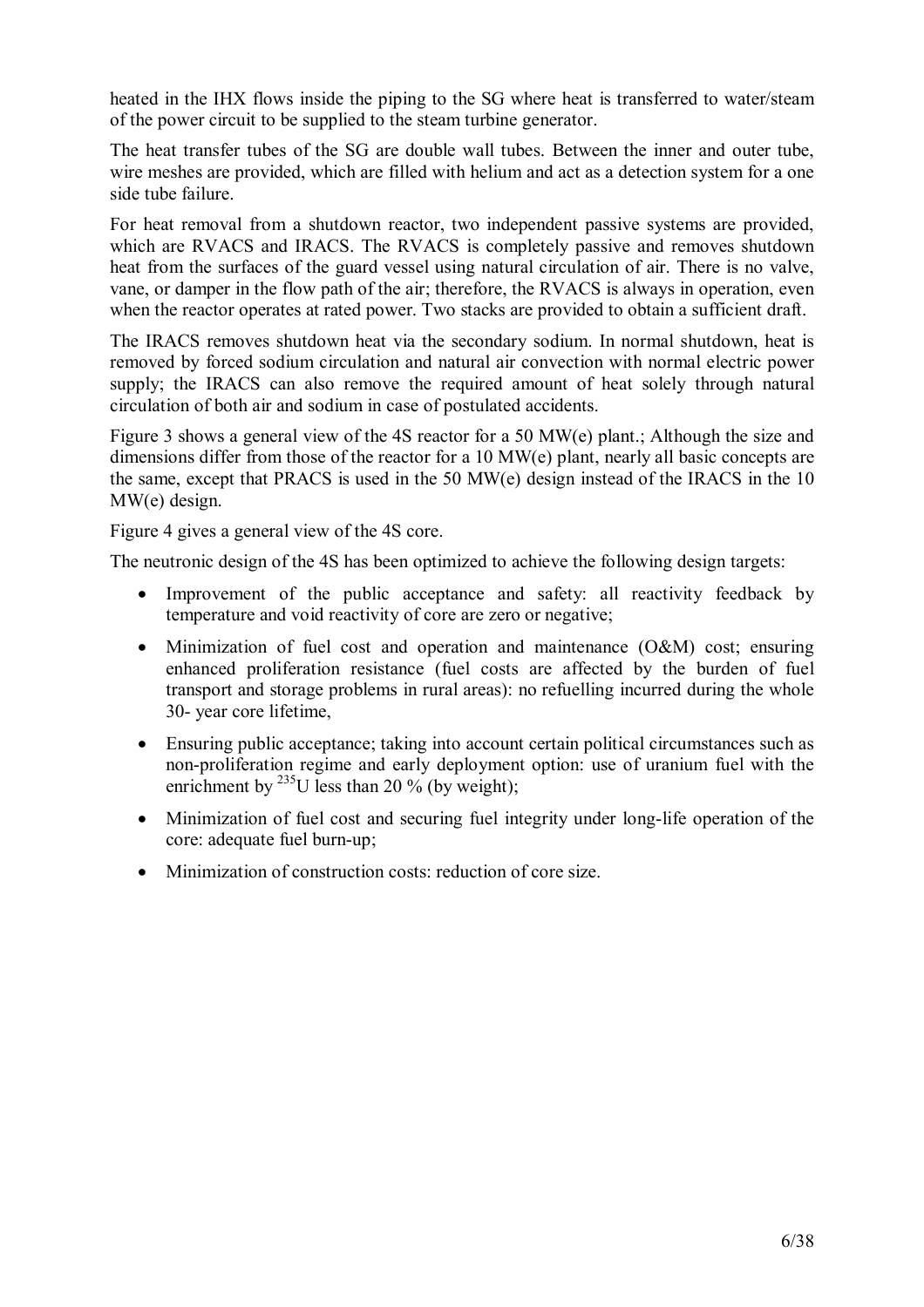heated in the IHX flows inside the piping to the SG where heat is transferred to water/steam of the power circuit to be supplied to the steam turbine generator.

The heat transfer tubes of the SG are double wall tubes. Between the inner and outer tube, wire meshes are provided, which are filled with helium and act as a detection system for a one side tube failure.

For heat removal from a shutdown reactor, two independent passive systems are provided, which are RVACS and IRACS. The RVACS is completely passive and removes shutdown heat from the surfaces of the guard vessel using natural circulation of air. There is no valve, vane, or damper in the flow path of the air; therefore, the RVACS is always in operation, even when the reactor operates at rated power. Two stacks are provided to obtain a sufficient draft.

The IRACS removes shutdown heat via the secondary sodium. In normal shutdown, heat is removed by forced sodium circulation and natural air convection with normal electric power supply; the IRACS can also remove the required amount of heat solely through natural circulation of both air and sodium in case of postulated accidents.

Figure 3 shows a general view of the 4S reactor for a 50 MW(e) plant.; Although the size and dimensions differ from those of the reactor for a 10 MW(e) plant, nearly all basic concepts are the same, except that PRACS is used in the 50 MW(e) design instead of the IRACS in the 10 MW(e) design.

Figure 4 gives a general view of the 4S core.

The neutronic design of the 4S has been optimized to achieve the following design targets:

- Improvement of the public acceptance and safety: all reactivity feedback by temperature and void reactivity of core are zero or negative;
- Minimization of fuel cost and operation and maintenance (O&M) cost; ensuring enhanced proliferation resistance (fuel costs are affected by the burden of fuel transport and storage problems in rural areas): no refuelling incurred during the whole 30- year core lifetime,
- Ensuring public acceptance; taking into account certain political circumstances such as non-proliferation regime and early deployment option: use of uranium fuel with the enrichment by $^{235}U$ less than 20 % (by weight);
- Minimization of fuel cost and securing fuel integrity under long-life operation of the core: adequate fuel burn-up;
- Minimization of construction costs: reduction of core size.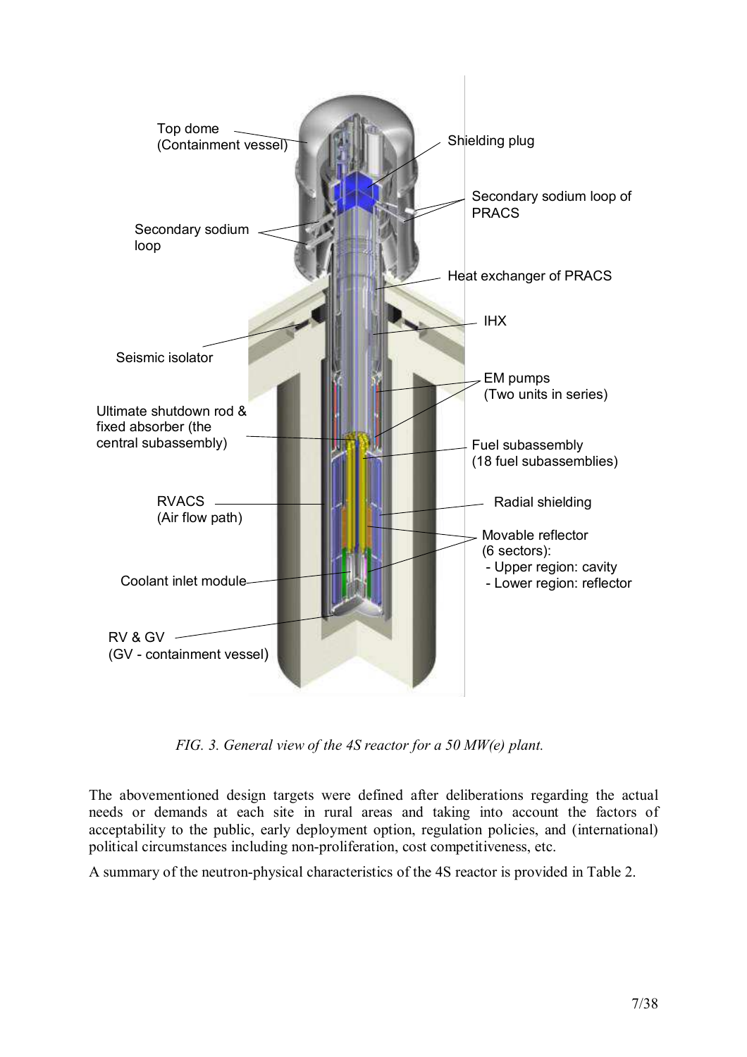*FIG. 3. General view of the 4S reactor for a 50 MW(e) plant.*

The abovementioned design targets were defined after deliberations regarding the actual needs or demands at each site in rural areas and taking into account the factors of acceptability to the public, early deployment option, regulation policies, and (international) political circumstances including non-proliferation, cost competitiveness, etc.

A summary of the neutron-physical characteristics of the 4S reactor is provided in Table 2.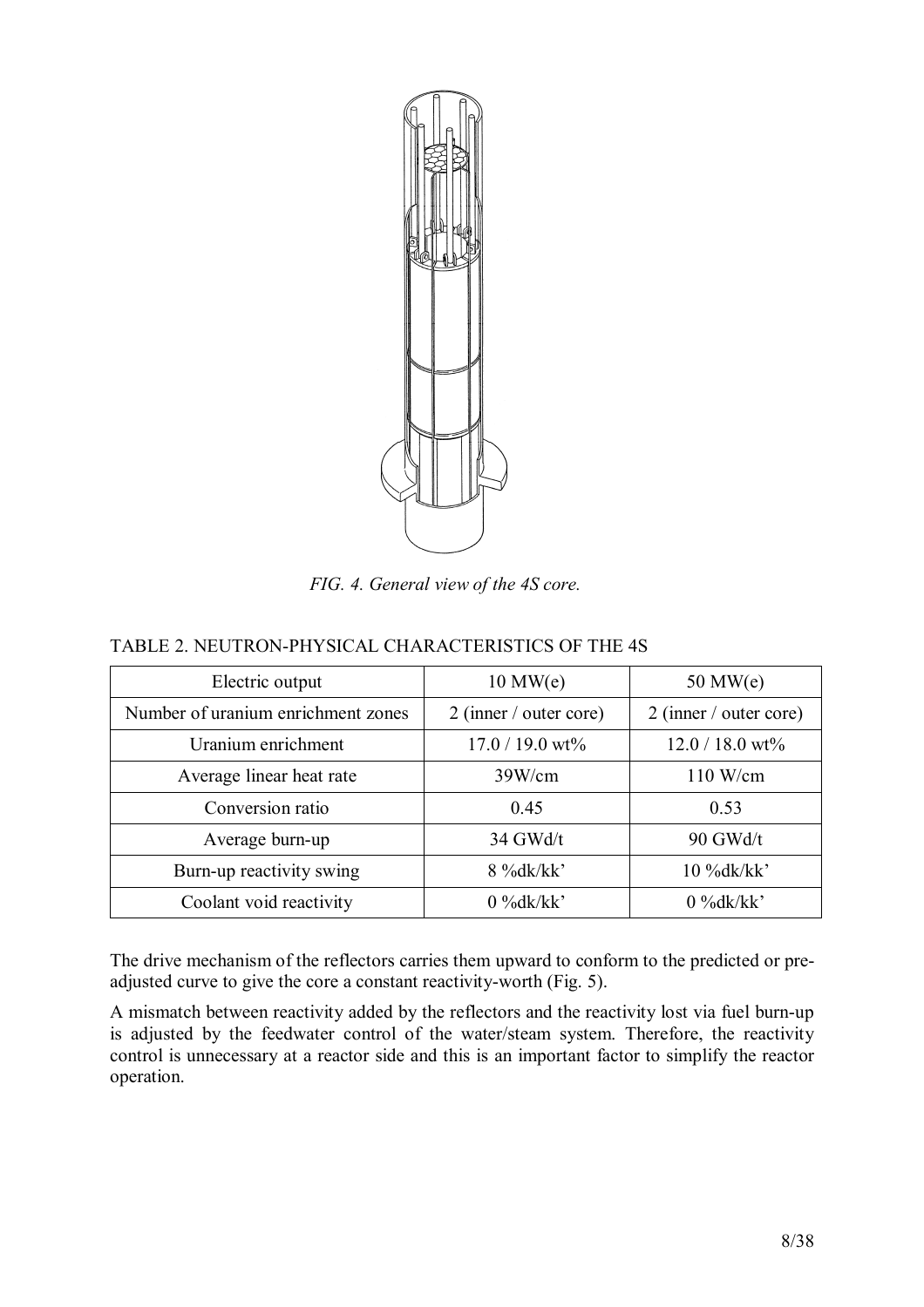*FIG. 4. General view of the 4S core.*

TABLE 2. NEUTRON-PHYSICAL CHARACTERISTICS OF THE 4S

| Electric output | 10 MW(e) | 50 MW(e) |
| --- | --- | --- |
| Number of uranium enrichment zones | 2 (inner / outer core) | 2 (inner / outer core) |
| Uranium enrichment | 17.0 / 19.0 wt% | 12.0 / 18.0 wt% |
| Average linear heat rate | 39W/cm | 110 W/cm |
| Conversion ratio | 0.45 | 0.53 |
| Average burn-up | 34 GWd/t | 90 GWd/t |
| Burn-up reactivity swing | 8 %dk/kk’ | 10 %dk/kk’ |
| Coolant void reactivity | 0 %dk/kk’ | 0 %dk/kk’ |

The drive mechanism of the reflectors carries them upward to conform to the predicted or pre-adjusted curve to give the core a constant reactivity-worth (Fig. 5).

A mismatch between reactivity added by the reflectors and the reactivity lost via fuel burn-up is adjusted by the feedwater control of the water/steam system. Therefore, the reactivity control is unnecessary at a reactor side and this is an important factor to simplify the reactor operation.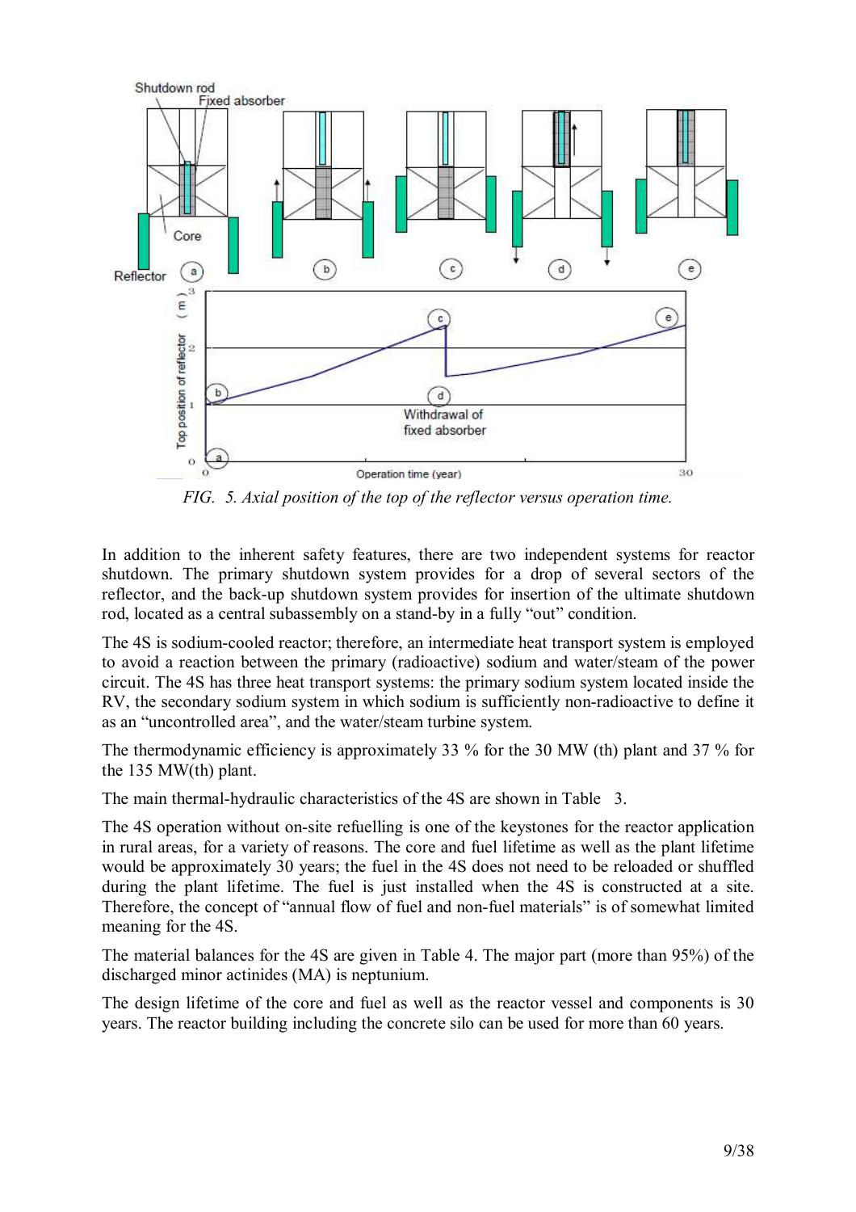*FIG. 5. Axial position of the top of the reflector versus operation time.*

In addition to the inherent safety features, there are two independent systems for reactor shutdown. The primary shutdown system provides for a drop of several sectors of the reflector, and the back-up shutdown system provides for insertion of the ultimate shutdown rod, located as a central subassembly on a stand-by in a fully "out" condition.

The 4S is sodium-cooled reactor; therefore, an intermediate heat transport system is employed to avoid a reaction between the primary (radioactive) sodium and water/steam of the power circuit. The 4S has three heat transport systems: the primary sodium system located inside the RV, the secondary sodium system in which sodium is sufficiently non-radioactive to define it as an "uncontrolled area", and the water/steam turbine system.

The thermodynamic efficiency is approximately 33 % for the 30 MW (th) plant and 37 % for the 135 MW(th) plant.

The main thermal-hydraulic characteristics of the 4S are shown in Table 3.

The 4S operation without on-site refuelling is one of the keystones for the reactor application in rural areas, for a variety of reasons. The core and fuel lifetime as well as the plant lifetime would be approximately 30 years; the fuel in the 4S does not need to be reloaded or shuffled during the plant lifetime. The fuel is just installed when the 4S is constructed at a site. Therefore, the concept of "annual flow of fuel and non-fuel materials" is of somewhat limited meaning for the 4S.

The material balances for the 4S are given in Table 4. The major part (more than 95%) of the discharged minor actinides (MA) is neptunium.

The design lifetime of the core and fuel as well as the reactor vessel and components is 30 years. The reactor building including the concrete silo can be used for more than 60 years.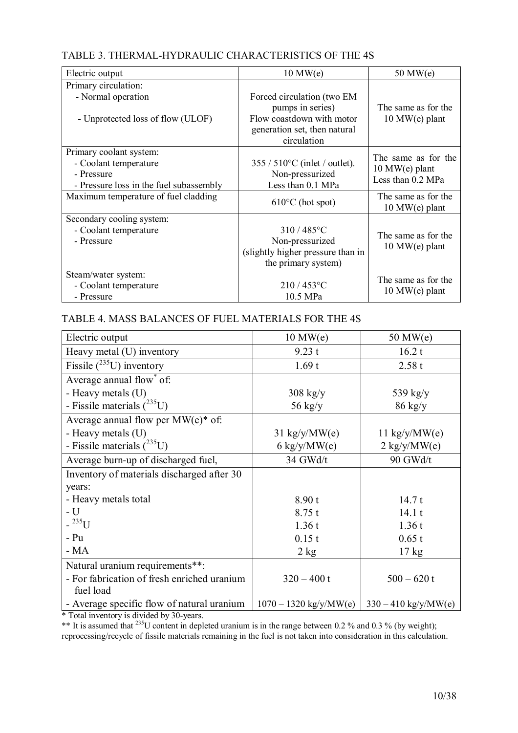TABLE 3. THERMAL-HYDRAULIC CHARACTERISTICS OF THE 4S

| Electric output | 10 MW(e) | 50 MW(e) |
|---|---|---|
| Primary circulation:<br>- Normal operation<br>- Unprotected loss of flow (ULOF) | Forced circulation (two EM pumps in series)<br>Flow coastdown with motor generation set, then natural circulation | The same as for the 10 MW(e) plant |
| Primary coolant system:<br>- Coolant temperature<br>- Pressure<br>- Pressure loss in the fuel subassembly | 355 / 510°C (inlet / outlet).<br>Non-pressurized<br>Less than 0.1 MPa | The same as for the 10 MW(e) plant<br>Less than 0.2 MPa |
| Maximum temperature of fuel cladding | 610°C (hot spot) | The same as for the 10 MW(e) plant |
| Secondary cooling system:<br>- Coolant temperature<br>- Pressure | 310 / 485°C<br>Non-pressurized (slightly higher pressure than in the primary system) | The same as for the 10 MW(e) plant |
| Steam/water system:<br>- Coolant temperature<br>- Pressure | 210 / 453°C<br>10.5 MPa | The same as for the 10 MW(e) plant |

TABLE 4. MASS BALANCES OF FUEL MATERIALS FOR THE 4S

| Electric output | 10 MW(e) | 50 MW(e) |
|---|---|---|
| Heavy metal (U) inventory | 9.23 t | 16.2 t |
| Fissile ($^{235}$U) inventory | 1.69 t | 2.58 t |
| Average annual flow* of:<br>- Heavy metals (U)<br>- Fissile materials ($^{235}$U) | <br>308 kg/y<br>56 kg/y | <br>539 kg/y<br>86 kg/y |
| Average annual flow per MW(e)* of:<br>- Heavy metals (U)<br>- Fissile materials ($^{235}$U) | <br>31 kg/y/MW(e)<br>6 kg/y/MW(e) | <br>11 kg/y/MW(e)<br>2 kg/y/MW(e) |
| Average burn-up of discharged fuel, | 34 GWd/t | 90 GWd/t |
| Inventory of materials discharged after 30 years:<br>- Heavy metals total<br>- U<br>- $^{235}$U<br>- Pu<br>- MA | <br><br>8.90 t<br>8.75 t<br>1.36 t<br>0.15 t<br>2 kg | <br><br>14.7 t<br>14.1 t<br>1.36 t<br>0.65 t<br>17 kg |
| Natural uranium requirements**:<br>- For fabrication of fresh enriched uranium fuel load<br>- Average specific flow of natural uranium | <br>320 – 400 t<br>1070 – 1320 kg/y/MW(e) | <br>500 – 620 t<br>330 – 410 kg/y/MW(e) |

\* Total inventory is divided by 30-years.

\*\* It is assumed that $^{235}$U content in depleted uranium is in the range between 0.2 % and 0.3 % (by weight); reprocessing/recycle of fissile materials remaining in the fuel is not taken into consideration in this calculation.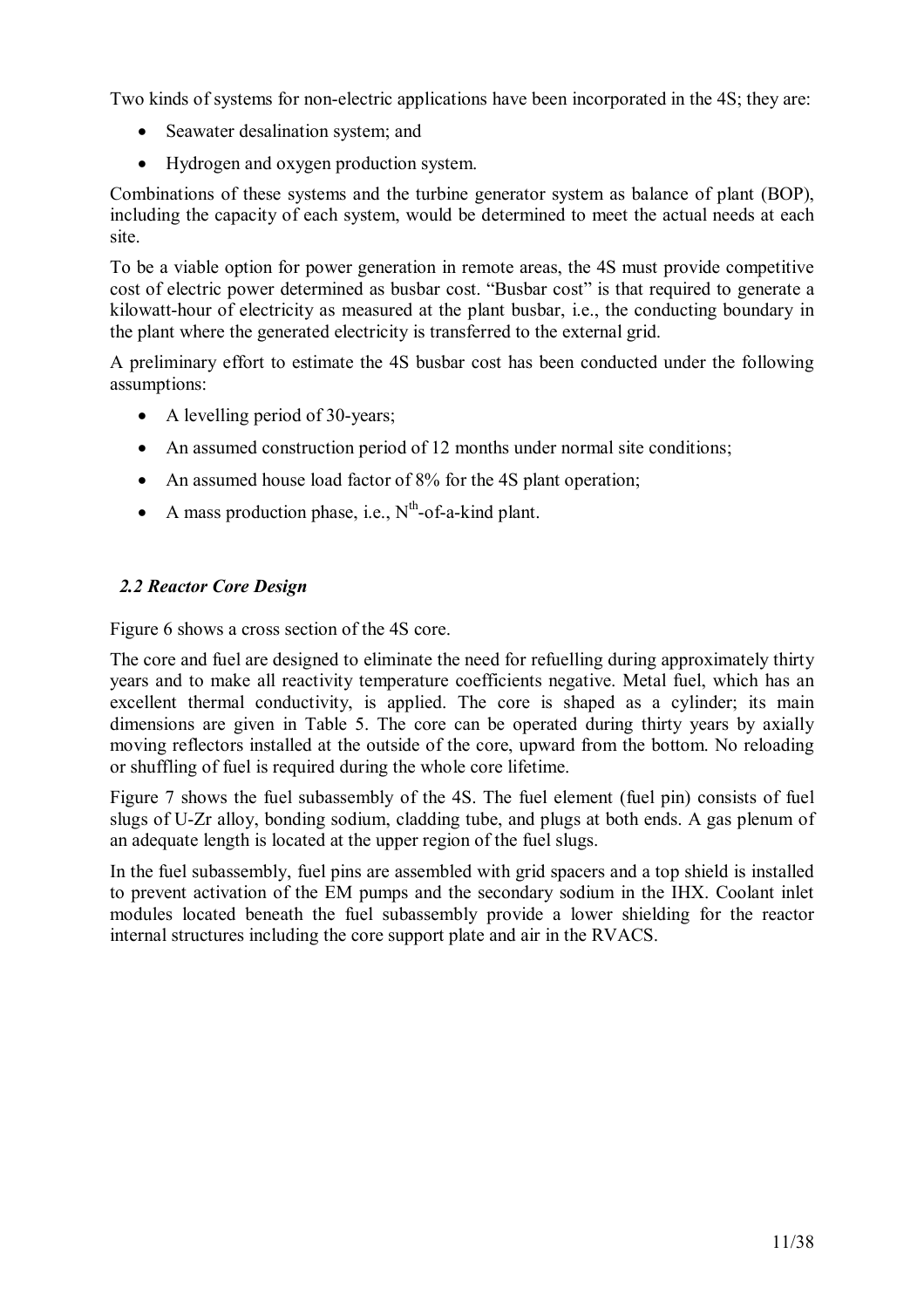Two kinds of systems for non-electric applications have been incorporated in the 4S; they are:

- Seawater desalination system; and
- Hydrogen and oxygen production system.

Combinations of these systems and the turbine generator system as balance of plant (BOP), including the capacity of each system, would be determined to meet the actual needs at each site.

To be a viable option for power generation in remote areas, the 4S must provide competitive cost of electric power determined as busbar cost. "Busbar cost" is that required to generate a kilowatt-hour of electricity as measured at the plant busbar, i.e., the conducting boundary in the plant where the generated electricity is transferred to the external grid.

A preliminary effort to estimate the 4S busbar cost has been conducted under the following assumptions:

- A levelling period of 30-years;
- An assumed construction period of 12 months under normal site conditions;
- An assumed house load factor of 8% for the 4S plant operation;
- A mass production phase, i.e., $N^{th}$-of-a-kind plant.

### *2.2 Reactor Core Design*

Figure 6 shows a cross section of the 4S core.

The core and fuel are designed to eliminate the need for refuelling during approximately thirty years and to make all reactivity temperature coefficients negative. Metal fuel, which has an excellent thermal conductivity, is applied. The core is shaped as a cylinder; its main dimensions are given in Table 5. The core can be operated during thirty years by axially moving reflectors installed at the outside of the core, upward from the bottom. No reloading or shuffling of fuel is required during the whole core lifetime.

Figure 7 shows the fuel subassembly of the 4S. The fuel element (fuel pin) consists of fuel slugs of U-Zr alloy, bonding sodium, cladding tube, and plugs at both ends. A gas plenum of an adequate length is located at the upper region of the fuel slugs.

In the fuel subassembly, fuel pins are assembled with grid spacers and a top shield is installed to prevent activation of the EM pumps and the secondary sodium in the IHX. Coolant inlet modules located beneath the fuel subassembly provide a lower shielding for the reactor internal structures including the core support plate and air in the RVACS.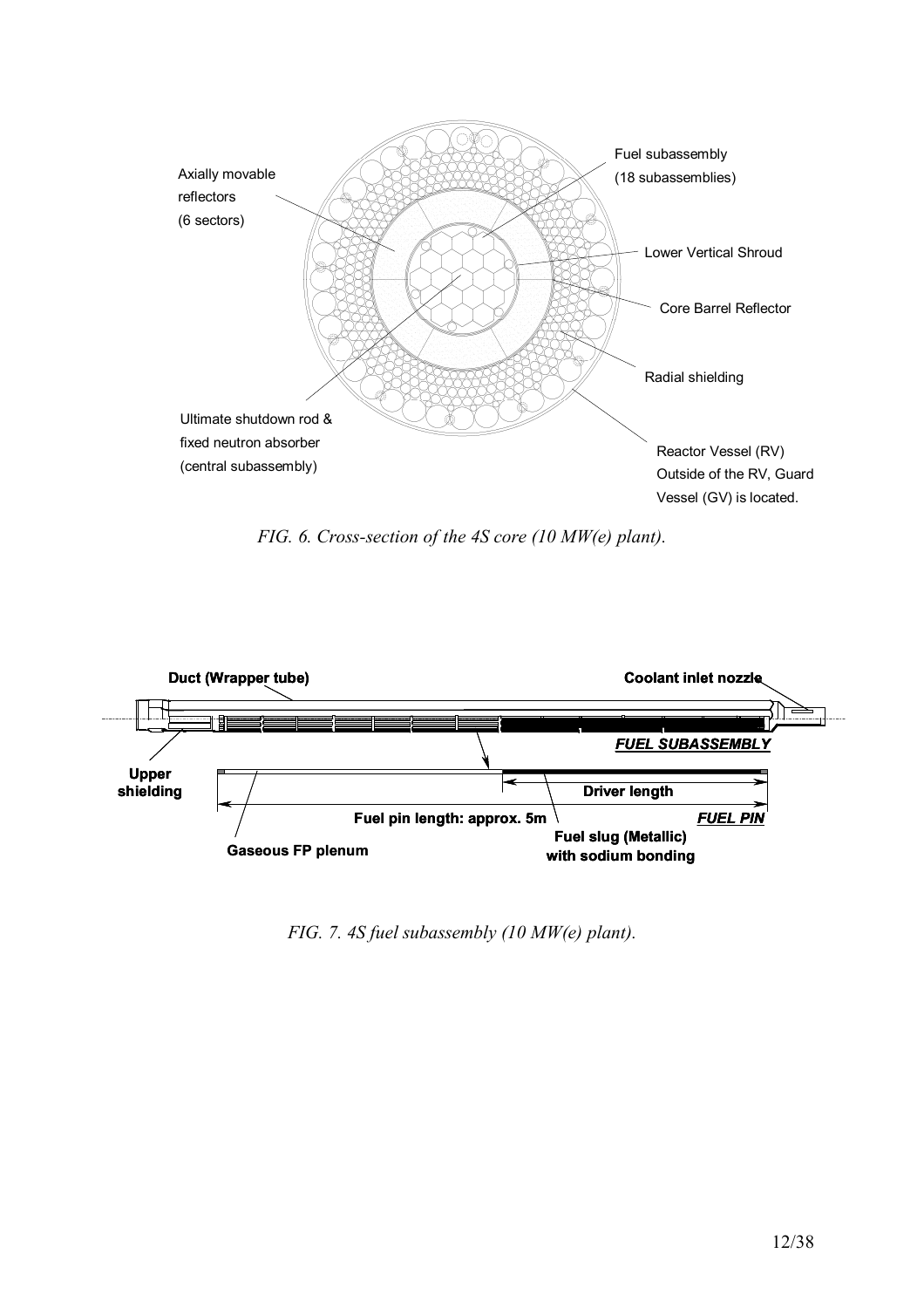Axially movable reflectors (6 sectors)

Fuel subassembly (18 subassemblies)

Lower Vertical Shroud

Core Barrel Reflector

Radial shielding

Ultimate shutdown rod & fixed neutron absorber (central subassembly)

Reactor Vessel (RV) Outside of the RV, Guard Vessel (GV) is located.

*FIG. 6. Cross-section of the 4S core (10 MW(e) plant).*

**Duct (Wrapper tube)**

**Coolant inlet nozzle**

***FUEL SUBASSEMBLY***

**Upper shielding**

**Driver length**

**Fuel pin length: approx. 5m**

***FUEL PIN***

**Gaseous FP plenum**

**Fuel slug (Metallic) with sodium bonding**

*FIG. 7. 4S fuel subassembly (10 MW(e) plant).*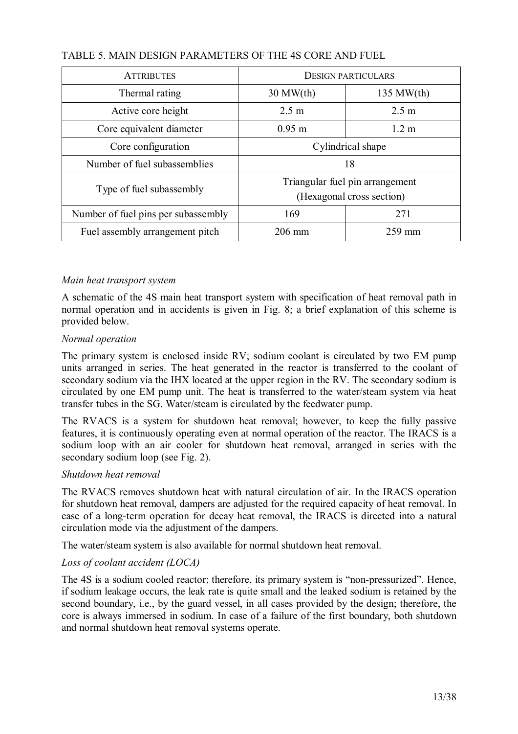TABLE 5. MAIN DESIGN PARAMETERS OF THE 4S CORE AND FUEL

| ATTRIBUTES | DESIGN PARTICULARS | |
|---|---|---|
| Thermal rating | 30 MW(th) | 135 MW(th) |
| Active core height | 2.5 m | 2.5 m |
| Core equivalent diameter | 0.95 m | 1.2 m |
| Core configuration | Cylindrical shape | |
| Number of fuel subassemblies | 18 | |
| Type of fuel subassembly | Triangular fuel pin arrangement (Hexagonal cross section) | |
| Number of fuel pins per subassembly | 169 | 271 |
| Fuel assembly arrangement pitch | 206 mm | 259 mm |

*Main heat transport system*

A schematic of the 4S main heat transport system with specification of heat removal path in normal operation and in accidents is given in Fig. 8; a brief explanation of this scheme is provided below.

*Normal operation*

The primary system is enclosed inside RV; sodium coolant is circulated by two EM pump units arranged in series. The heat generated in the reactor is transferred to the coolant of secondary sodium via the IHX located at the upper region in the RV. The secondary sodium is circulated by one EM pump unit. The heat is transferred to the water/steam system via heat transfer tubes in the SG. Water/steam is circulated by the feedwater pump.

The RVACS is a system for shutdown heat removal; however, to keep the fully passive features, it is continuously operating even at normal operation of the reactor. The IRACS is a sodium loop with an air cooler for shutdown heat removal, arranged in series with the secondary sodium loop (see Fig. 2).

*Shutdown heat removal*

The RVACS removes shutdown heat with natural circulation of air. In the IRACS operation for shutdown heat removal, dampers are adjusted for the required capacity of heat removal. In case of a long-term operation for decay heat removal, the IRACS is directed into a natural circulation mode via the adjustment of the dampers.

The water/steam system is also available for normal shutdown heat removal.

*Loss of coolant accident (LOCA)*

The 4S is a sodium cooled reactor; therefore, its primary system is "non-pressurized". Hence, if sodium leakage occurs, the leak rate is quite small and the leaked sodium is retained by the second boundary, i.e., by the guard vessel, in all cases provided by the design; therefore, the core is always immersed in sodium. In case of a failure of the first boundary, both shutdown and normal shutdown heat removal systems operate.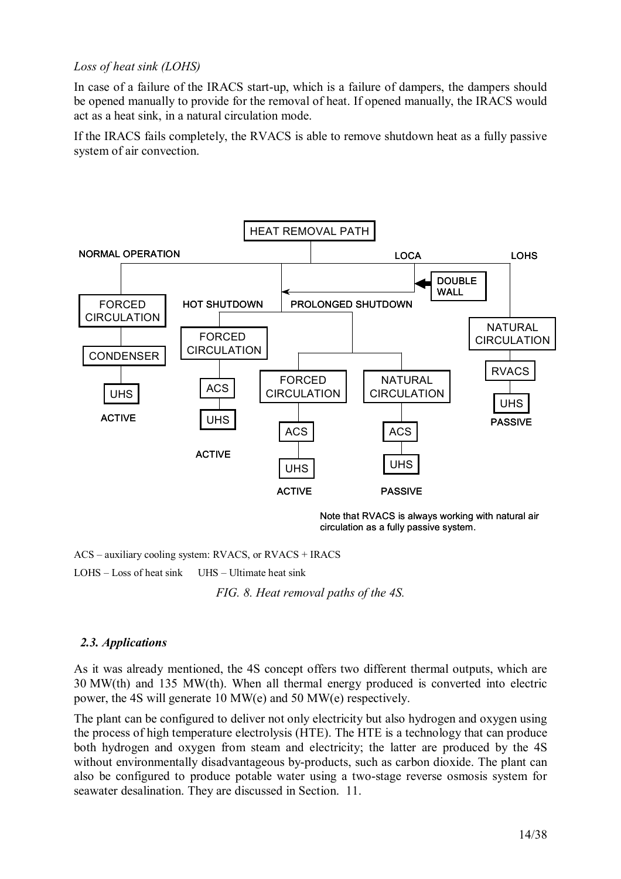*Loss of heat sink (LOHS)*

In case of a failure of the IRACS start-up, which is a failure of dampers, the dampers should be opened manually to provide for the removal of heat. If opened manually, the IRACS would act as a heat sink, in a natural circulation mode.

If the IRACS fails completely, the RVACS is able to remove shutdown heat as a fully passive system of air convection.

HEAT REMOVAL PATH

NORMAL OPERATION — FORCED CIRCULATION — CONDENSER — UHS — ACTIVE

HOT SHUTDOWN — FORCED CIRCULATION — ACS — UHS — ACTIVE

PROLONGED SHUTDOWN — FORCED CIRCULATION — ACS — UHS — ACTIVE; NATURAL CIRCULATION — ACS — UHS — PASSIVE

LOCA — DOUBLE WALL

LOHS — NATURAL CIRCULATION — RVACS — UHS — PASSIVE

Note that RVACS is always working with natural air circulation as a fully passive system.

ACS – auxiliary cooling system: RVACS, or RVACS + IRACS

LOHS – Loss of heat sink    UHS – Ultimate heat sink

*FIG. 8. Heat removal paths of the 4S.*

### *2.3. Applications*

As it was already mentioned, the 4S concept offers two different thermal outputs, which are 30 MW(th) and 135 MW(th). When all thermal energy produced is converted into electric power, the 4S will generate 10 MW(e) and 50 MW(e) respectively.

The plant can be configured to deliver not only electricity but also hydrogen and oxygen using the process of high temperature electrolysis (HTE). The HTE is a technology that can produce both hydrogen and oxygen from steam and electricity; the latter are produced by the 4S without environmentally disadvantageous by-products, such as carbon dioxide. The plant can also be configured to produce potable water using a two-stage reverse osmosis system for seawater desalination. They are discussed in Section. 11.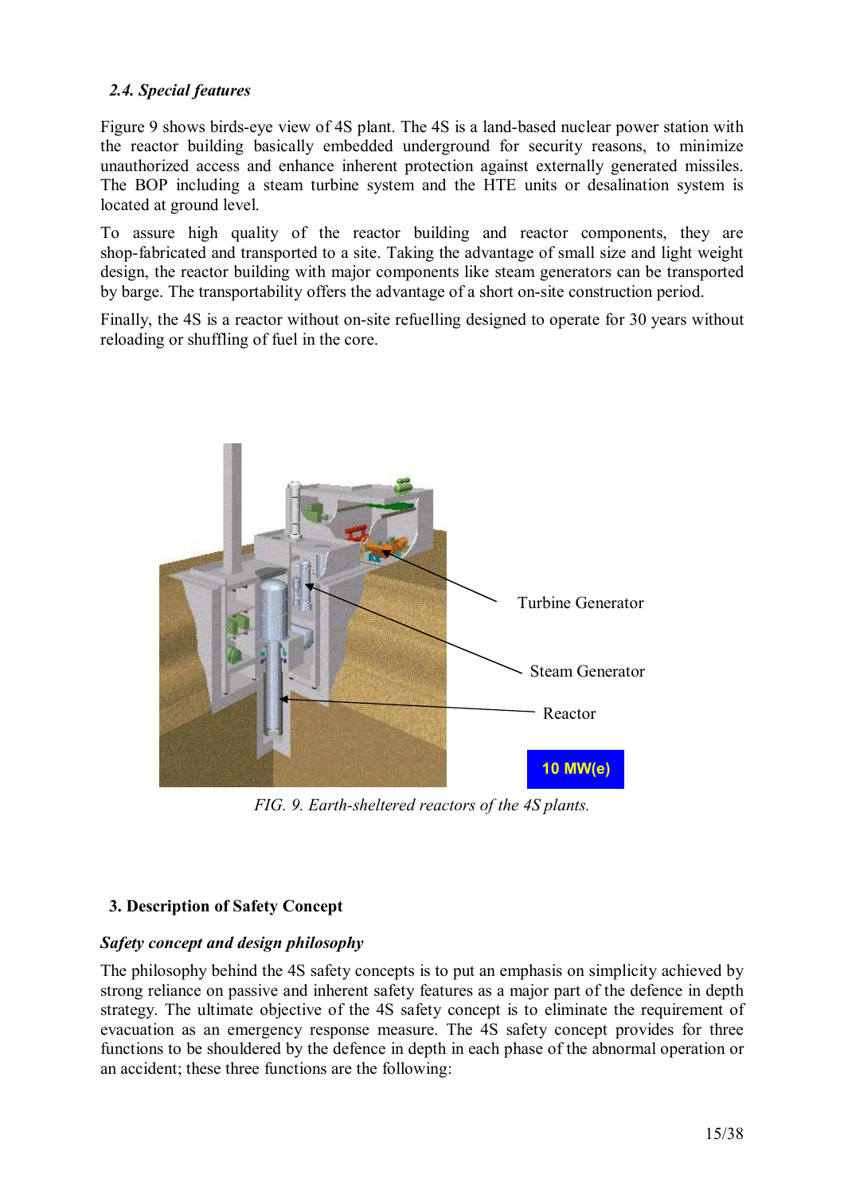### 2.4. Special features

Figure 9 shows birds-eye view of 4S plant. The 4S is a land-based nuclear power station with the reactor building basically embedded underground for security reasons, to minimize unauthorized access and enhance inherent protection against externally generated missiles. The BOP including a steam turbine system and the HTE units or desalination system is located at ground level.

To assure high quality of the reactor building and reactor components, they are shop-fabricated and transported to a site. Taking the advantage of small size and light weight design, the reactor building with major components like steam generators can be transported by barge. The transportability offers the advantage of a short on-site construction period.

Finally, the 4S is a reactor without on-site refuelling designed to operate for 30 years without reloading or shuffling of fuel in the core.

Turbine Generator

Steam Generator

Reactor

10 MW(e)

*FIG. 9. Earth-sheltered reactors of the 4S plants.*

## 3. Description of Safety Concept

### *Safety concept and design philosophy*

The philosophy behind the 4S safety concepts is to put an emphasis on simplicity achieved by strong reliance on passive and inherent safety features as a major part of the defence in depth strategy. The ultimate objective of the 4S safety concept is to eliminate the requirement of evacuation as an emergency response measure. The 4S safety concept provides for three functions to be shouldered by the defence in depth in each phase of the abnormal operation or an accident; these three functions are the following: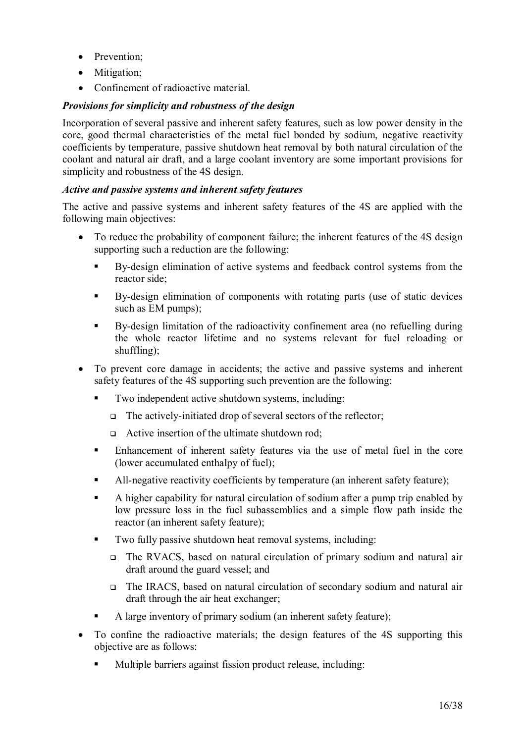- Prevention;
- Mitigation;
- Confinement of radioactive material.

***Provisions for simplicity and robustness of the design***

Incorporation of several passive and inherent safety features, such as low power density in the core, good thermal characteristics of the metal fuel bonded by sodium, negative reactivity coefficients by temperature, passive shutdown heat removal by both natural circulation of the coolant and natural air draft, and a large coolant inventory are some important provisions for simplicity and robustness of the 4S design.

***Active and passive systems and inherent safety features***

The active and passive systems and inherent safety features of the 4S are applied with the following main objectives:

- To reduce the probability of component failure; the inherent features of the 4S design supporting such a reduction are the following:
  - By-design elimination of active systems and feedback control systems from the reactor side;
  - By-design elimination of components with rotating parts (use of static devices such as EM pumps);
  - By-design limitation of the radioactivity confinement area (no refuelling during the whole reactor lifetime and no systems relevant for fuel reloading or shuffling);
- To prevent core damage in accidents; the active and passive systems and inherent safety features of the 4S supporting such prevention are the following:
  - Two independent active shutdown systems, including:
    - The actively-initiated drop of several sectors of the reflector;
    - Active insertion of the ultimate shutdown rod;
  - Enhancement of inherent safety features via the use of metal fuel in the core (lower accumulated enthalpy of fuel);
  - All-negative reactivity coefficients by temperature (an inherent safety feature);
  - A higher capability for natural circulation of sodium after a pump trip enabled by low pressure loss in the fuel subassemblies and a simple flow path inside the reactor (an inherent safety feature);
  - Two fully passive shutdown heat removal systems, including:
    - The RVACS, based on natural circulation of primary sodium and natural air draft around the guard vessel; and
    - The IRACS, based on natural circulation of secondary sodium and natural air draft through the air heat exchanger;
  - A large inventory of primary sodium (an inherent safety feature);
- To confine the radioactive materials; the design features of the 4S supporting this objective are as follows:
  - Multiple barriers against fission product release, including: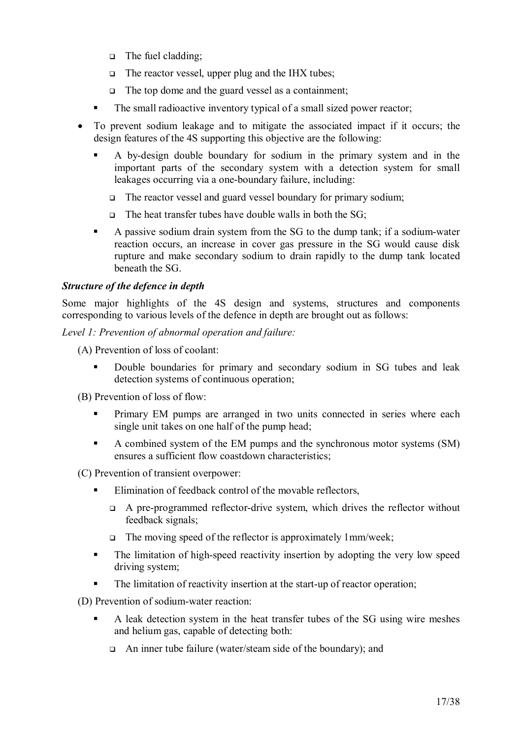- The fuel cladding;
    - The reactor vessel, upper plug and the IHX tubes;
    - The top dome and the guard vessel as a containment;
  - The small radioactive inventory typical of a small sized power reactor;
- To prevent sodium leakage and to mitigate the associated impact if it occurs; the design features of the 4S supporting this objective are the following:
  - A by-design double boundary for sodium in the primary system and in the important parts of the secondary system with a detection system for small leakages occurring via a one-boundary failure, including:
    - The reactor vessel and guard vessel boundary for primary sodium;
    - The heat transfer tubes have double walls in both the SG;
  - A passive sodium drain system from the SG to the dump tank; if a sodium-water reaction occurs, an increase in cover gas pressure in the SG would cause disk rupture and make secondary sodium to drain rapidly to the dump tank located beneath the SG.

***Structure of the defence in depth***

Some major highlights of the 4S design and systems, structures and components corresponding to various levels of the defence in depth are brought out as follows:

*Level 1: Prevention of abnormal operation and failure:*

(A) Prevention of loss of coolant:

- Double boundaries for primary and secondary sodium in SG tubes and leak detection systems of continuous operation;

(B) Prevention of loss of flow:

- Primary EM pumps are arranged in two units connected in series where each single unit takes on one half of the pump head;
- A combined system of the EM pumps and the synchronous motor systems (SM) ensures a sufficient flow coastdown characteristics;

(C) Prevention of transient overpower:

- Elimination of feedback control of the movable reflectors,
  - A pre-programmed reflector-drive system, which drives the reflector without feedback signals;
  - The moving speed of the reflector is approximately 1mm/week;
- The limitation of high-speed reactivity insertion by adopting the very low speed driving system;
- The limitation of reactivity insertion at the start-up of reactor operation;

(D) Prevention of sodium-water reaction:

- A leak detection system in the heat transfer tubes of the SG using wire meshes and helium gas, capable of detecting both:
  - An inner tube failure (water/steam side of the boundary); and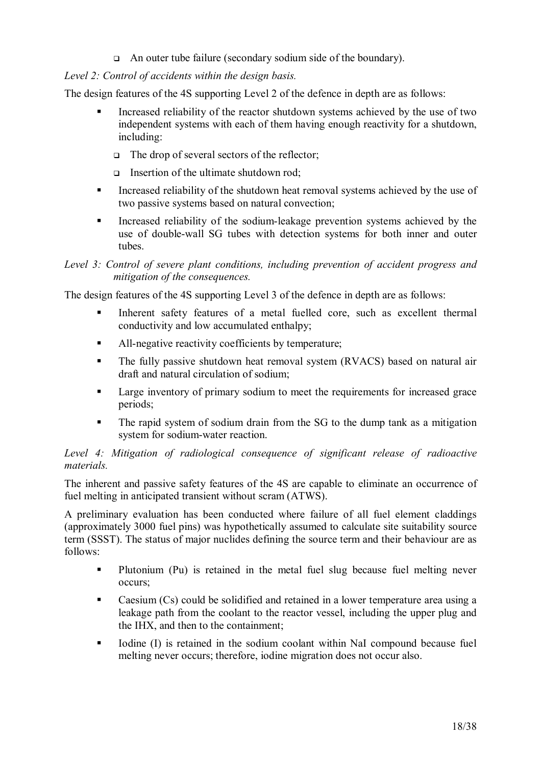- An outer tube failure (secondary sodium side of the boundary).

*Level 2: Control of accidents within the design basis.*

The design features of the 4S supporting Level 2 of the defence in depth are as follows:

- Increased reliability of the reactor shutdown systems achieved by the use of two independent systems with each of them having enough reactivity for a shutdown, including:
  - The drop of several sectors of the reflector;
  - Insertion of the ultimate shutdown rod;
- Increased reliability of the shutdown heat removal systems achieved by the use of two passive systems based on natural convection;
- Increased reliability of the sodium-leakage prevention systems achieved by the use of double-wall SG tubes with detection systems for both inner and outer tubes.

*Level 3: Control of severe plant conditions, including prevention of accident progress and mitigation of the consequences.*

The design features of the 4S supporting Level 3 of the defence in depth are as follows:

- Inherent safety features of a metal fuelled core, such as excellent thermal conductivity and low accumulated enthalpy;
- All-negative reactivity coefficients by temperature;
- The fully passive shutdown heat removal system (RVACS) based on natural air draft and natural circulation of sodium;
- Large inventory of primary sodium to meet the requirements for increased grace periods;
- The rapid system of sodium drain from the SG to the dump tank as a mitigation system for sodium-water reaction.

*Level 4: Mitigation of radiological consequence of significant release of radioactive materials.*

The inherent and passive safety features of the 4S are capable to eliminate an occurrence of fuel melting in anticipated transient without scram (ATWS).

A preliminary evaluation has been conducted where failure of all fuel element claddings (approximately 3000 fuel pins) was hypothetically assumed to calculate site suitability source term (SSST). The status of major nuclides defining the source term and their behaviour are as follows:

- Plutonium (Pu) is retained in the metal fuel slug because fuel melting never occurs;
- Caesium (Cs) could be solidified and retained in a lower temperature area using a leakage path from the coolant to the reactor vessel, including the upper plug and the IHX, and then to the containment;
- Iodine (I) is retained in the sodium coolant within NaI compound because fuel melting never occurs; therefore, iodine migration does not occur also.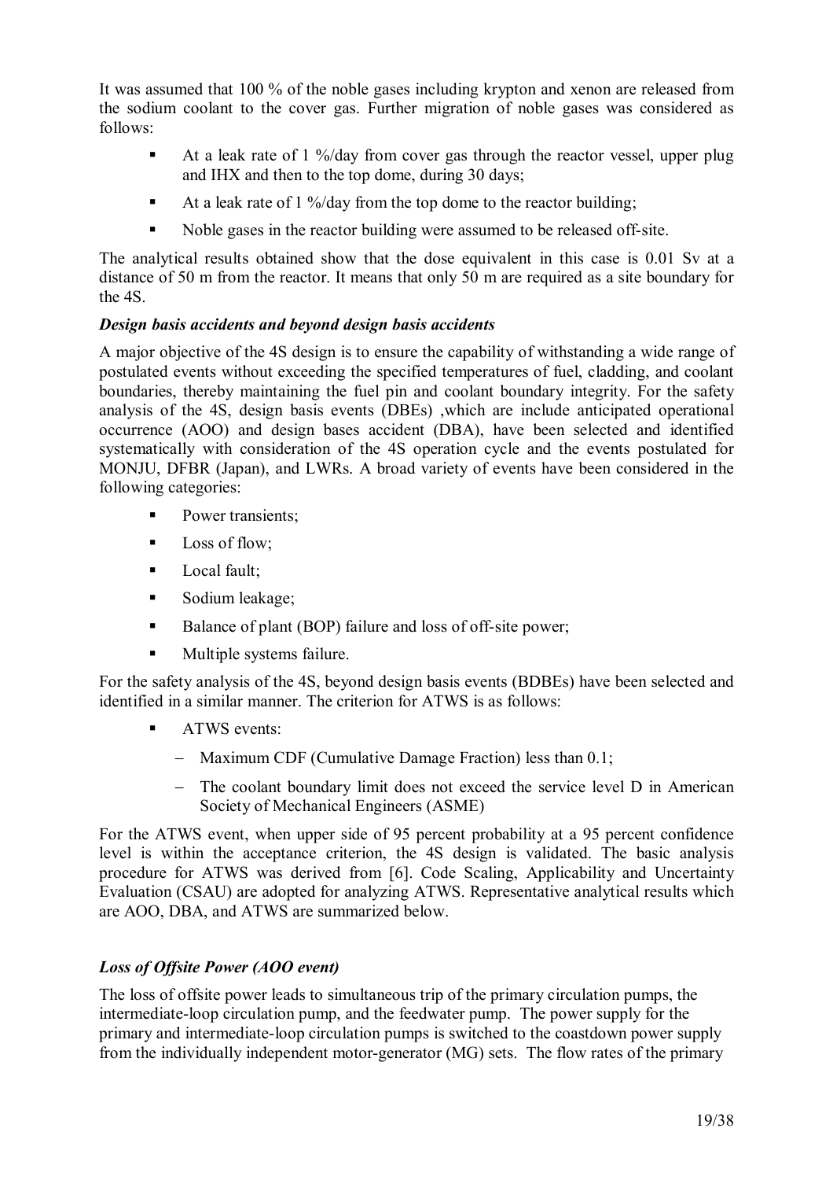It was assumed that 100 % of the noble gases including krypton and xenon are released from the sodium coolant to the cover gas. Further migration of noble gases was considered as follows:

- At a leak rate of 1 %/day from cover gas through the reactor vessel, upper plug and IHX and then to the top dome, during 30 days;
- At a leak rate of 1 %/day from the top dome to the reactor building;
- Noble gases in the reactor building were assumed to be released off-site.

The analytical results obtained show that the dose equivalent in this case is 0.01 Sv at a distance of 50 m from the reactor. It means that only 50 m are required as a site boundary for the 4S.

***Design basis accidents and beyond design basis accidents***

A major objective of the 4S design is to ensure the capability of withstanding a wide range of postulated events without exceeding the specified temperatures of fuel, cladding, and coolant boundaries, thereby maintaining the fuel pin and coolant boundary integrity. For the safety analysis of the 4S, design basis events (DBEs) ,which are include anticipated operational occurrence (AOO) and design bases accident (DBA), have been selected and identified systematically with consideration of the 4S operation cycle and the events postulated for MONJU, DFBR (Japan), and LWRs. A broad variety of events have been considered in the following categories:

- Power transients;
- Loss of flow;
- Local fault;
- Sodium leakage;
- Balance of plant (BOP) failure and loss of off-site power;
- Multiple systems failure.

For the safety analysis of the 4S, beyond design basis events (BDBEs) have been selected and identified in a similar manner. The criterion for ATWS is as follows:

- ATWS events:
  - Maximum CDF (Cumulative Damage Fraction) less than 0.1;
  - The coolant boundary limit does not exceed the service level D in American Society of Mechanical Engineers (ASME)

For the ATWS event, when upper side of 95 percent probability at a 95 percent confidence level is within the acceptance criterion, the 4S design is validated. The basic analysis procedure for ATWS was derived from [6]. Code Scaling, Applicability and Uncertainty Evaluation (CSAU) are adopted for analyzing ATWS. Representative analytical results which are AOO, DBA, and ATWS are summarized below.

***Loss of Offsite Power (AOO event)***

The loss of offsite power leads to simultaneous trip of the primary circulation pumps, the intermediate-loop circulation pump, and the feedwater pump. The power supply for the primary and intermediate-loop circulation pumps is switched to the coastdown power supply from the individually independent motor-generator (MG) sets. The flow rates of the primary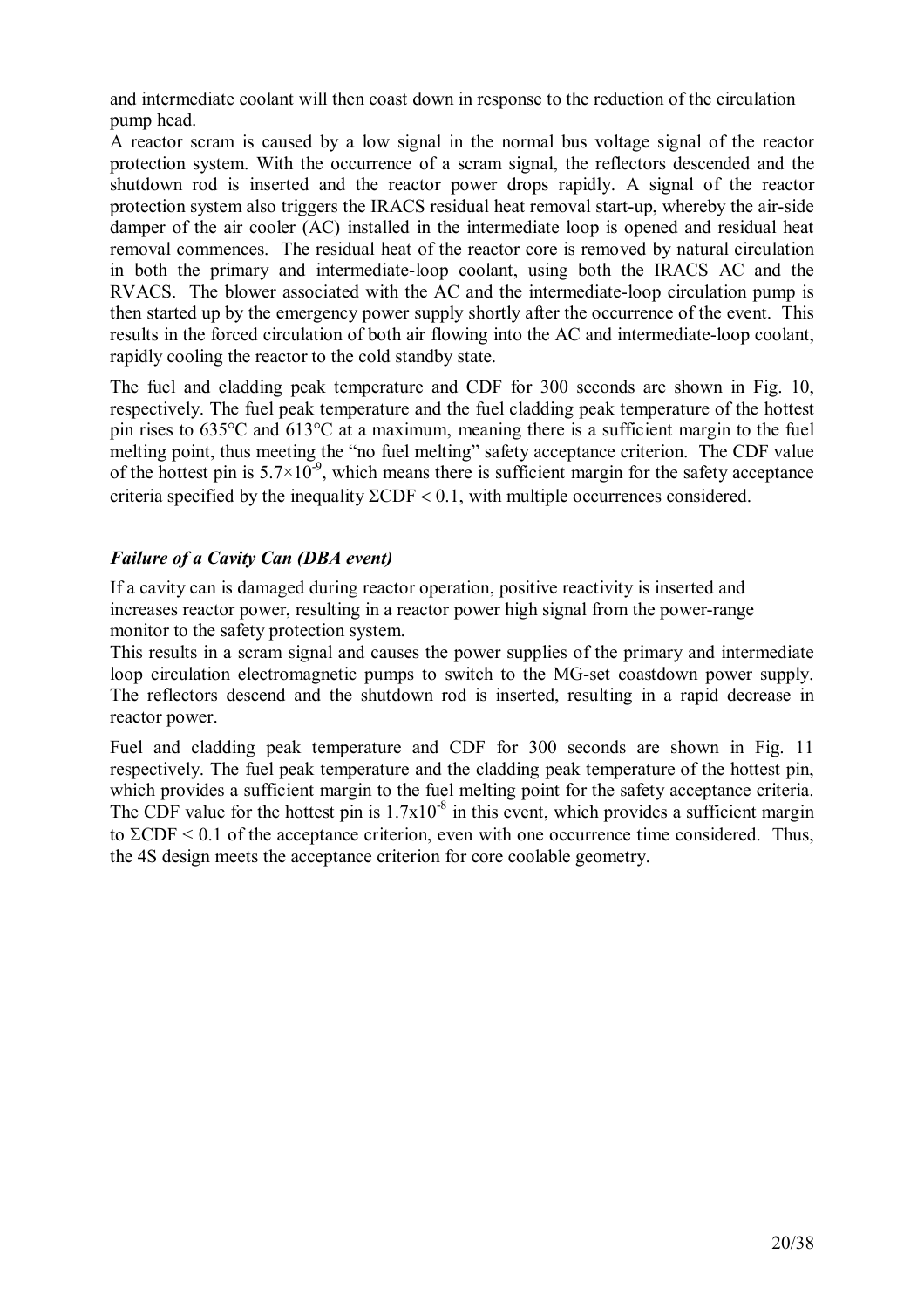and intermediate coolant will then coast down in response to the reduction of the circulation pump head.

A reactor scram is caused by a low signal in the normal bus voltage signal of the reactor protection system. With the occurrence of a scram signal, the reflectors descended and the shutdown rod is inserted and the reactor power drops rapidly. A signal of the reactor protection system also triggers the IRACS residual heat removal start-up, whereby the air-side damper of the air cooler (AC) installed in the intermediate loop is opened and residual heat removal commences. The residual heat of the reactor core is removed by natural circulation in both the primary and intermediate-loop coolant, using both the IRACS AC and the RVACS. The blower associated with the AC and the intermediate-loop circulation pump is then started up by the emergency power supply shortly after the occurrence of the event. This results in the forced circulation of both air flowing into the AC and intermediate-loop coolant, rapidly cooling the reactor to the cold standby state.

The fuel and cladding peak temperature and CDF for 300 seconds are shown in Fig. 10, respectively. The fuel peak temperature and the fuel cladding peak temperature of the hottest pin rises to 635°C and 613°C at a maximum, meaning there is a sufficient margin to the fuel melting point, thus meeting the "no fuel melting" safety acceptance criterion. The CDF value of the hottest pin is $5.7\times10^{-9}$, which means there is sufficient margin for the safety acceptance criteria specified by the inequality $\Sigma CDF < 0.1$, with multiple occurrences considered.

### *Failure of a Cavity Can (DBA event)*

If a cavity can is damaged during reactor operation, positive reactivity is inserted and increases reactor power, resulting in a reactor power high signal from the power-range monitor to the safety protection system.

This results in a scram signal and causes the power supplies of the primary and intermediate loop circulation electromagnetic pumps to switch to the MG-set coastdown power supply. The reflectors descend and the shutdown rod is inserted, resulting in a rapid decrease in reactor power.

Fuel and cladding peak temperature and CDF for 300 seconds are shown in Fig. 11 respectively. The fuel peak temperature and the cladding peak temperature of the hottest pin, which provides a sufficient margin to the fuel melting point for the safety acceptance criteria. The CDF value for the hottest pin is $1.7\text{x}10^{-8}$ in this event, which provides a sufficient margin to $\Sigma CDF < 0.1$ of the acceptance criterion, even with one occurrence time considered. Thus, the 4S design meets the acceptance criterion for core coolable geometry.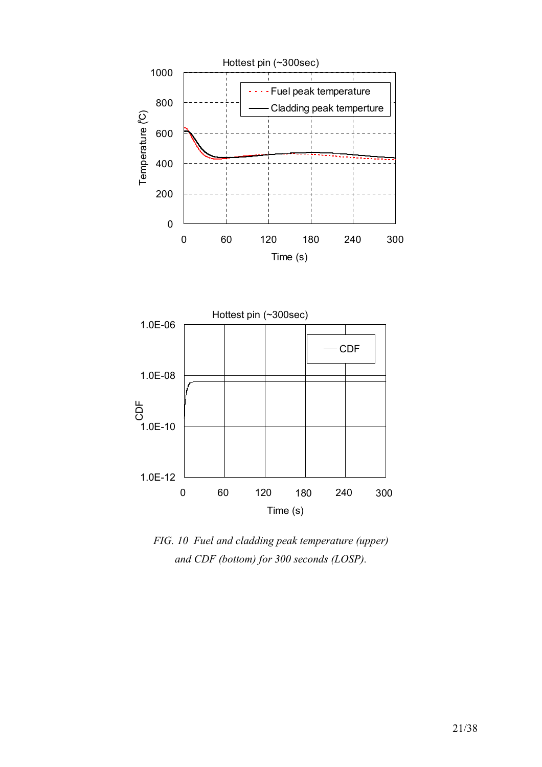*FIG. 10 Fuel and cladding peak temperature (upper) and CDF (bottom) for 300 seconds (LOSP).*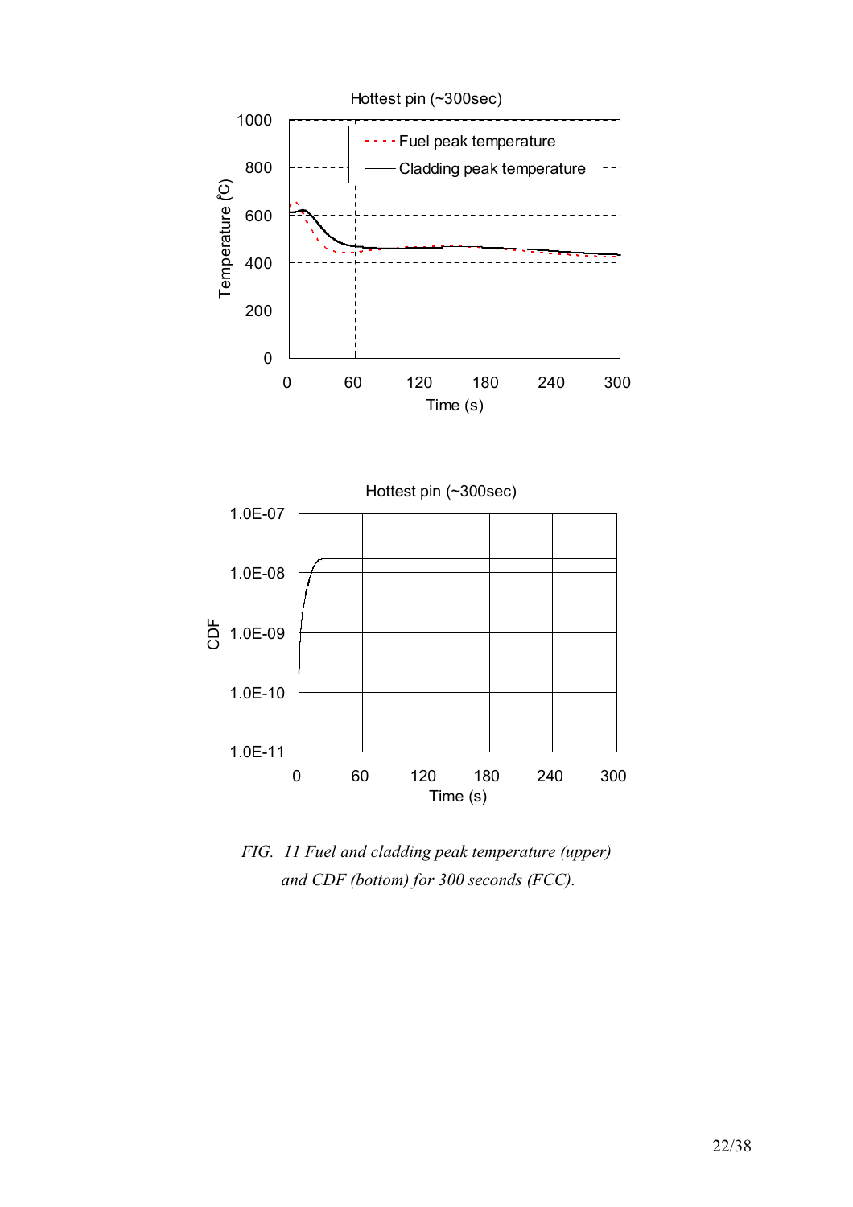*FIG. 11 Fuel and cladding peak temperature (upper) and CDF (bottom) for 300 seconds (FCC).*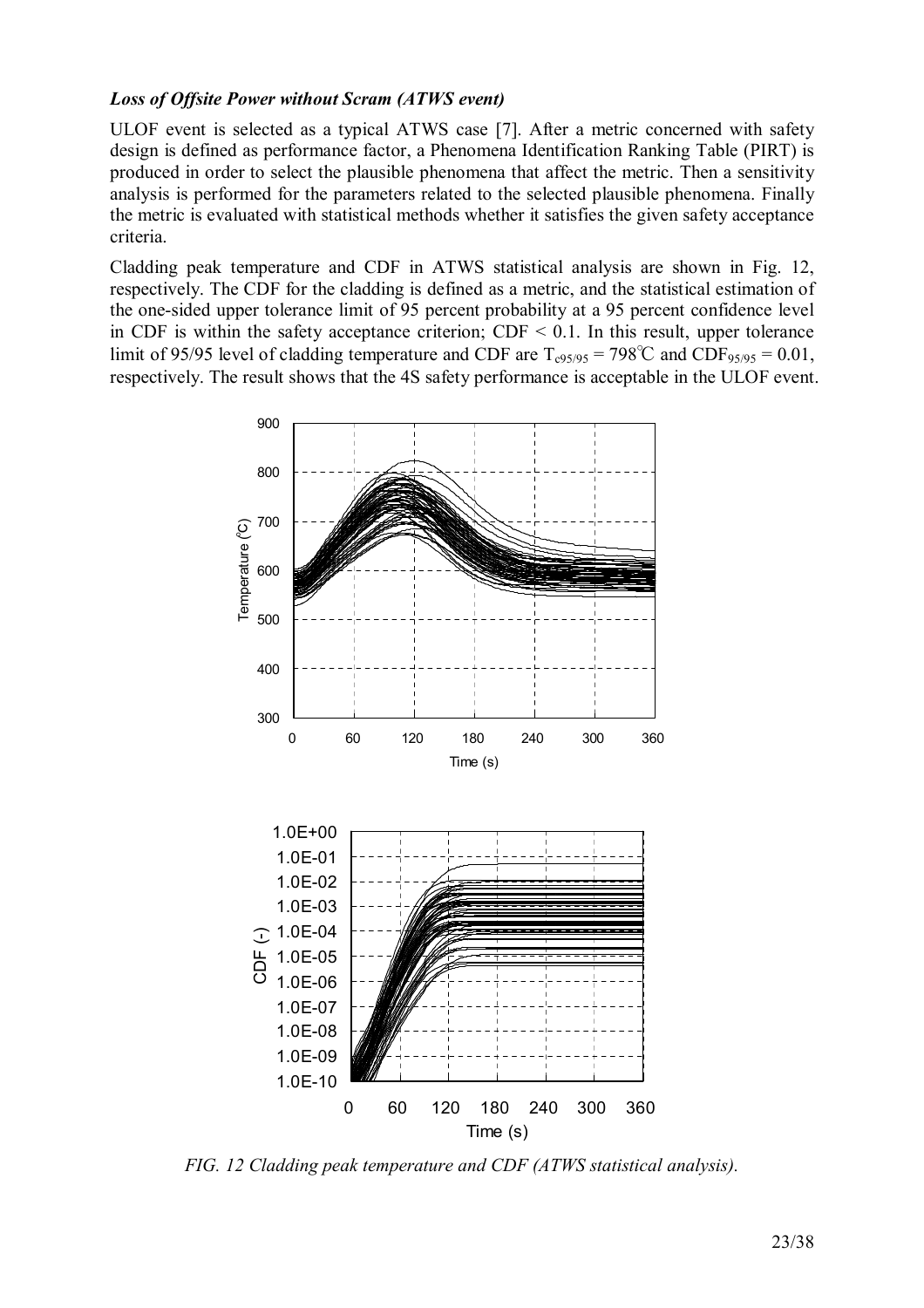***Loss of Offsite Power without Scram (ATWS event)***

ULOF event is selected as a typical ATWS case [7]. After a metric concerned with safety design is defined as performance factor, a Phenomena Identification Ranking Table (PIRT) is produced in order to select the plausible phenomena that affect the metric. Then a sensitivity analysis is performed for the parameters related to the selected plausible phenomena. Finally the metric is evaluated with statistical methods whether it satisfies the given safety acceptance criteria.

Cladding peak temperature and CDF in ATWS statistical analysis are shown in Fig. 12, respectively. The CDF for the cladding is defined as a metric, and the statistical estimation of the one-sided upper tolerance limit of 95 percent probability at a 95 percent confidence level in CDF is within the safety acceptance criterion; CDF < 0.1. In this result, upper tolerance limit of 95/95 level of cladding temperature and CDF are $T_{c95/95} = 798$℃ and $CDF_{95/95} = 0.01$, respectively. The result shows that the 4S safety performance is acceptable in the ULOF event.

*FIG. 12 Cladding peak temperature and CDF (ATWS statistical analysis).*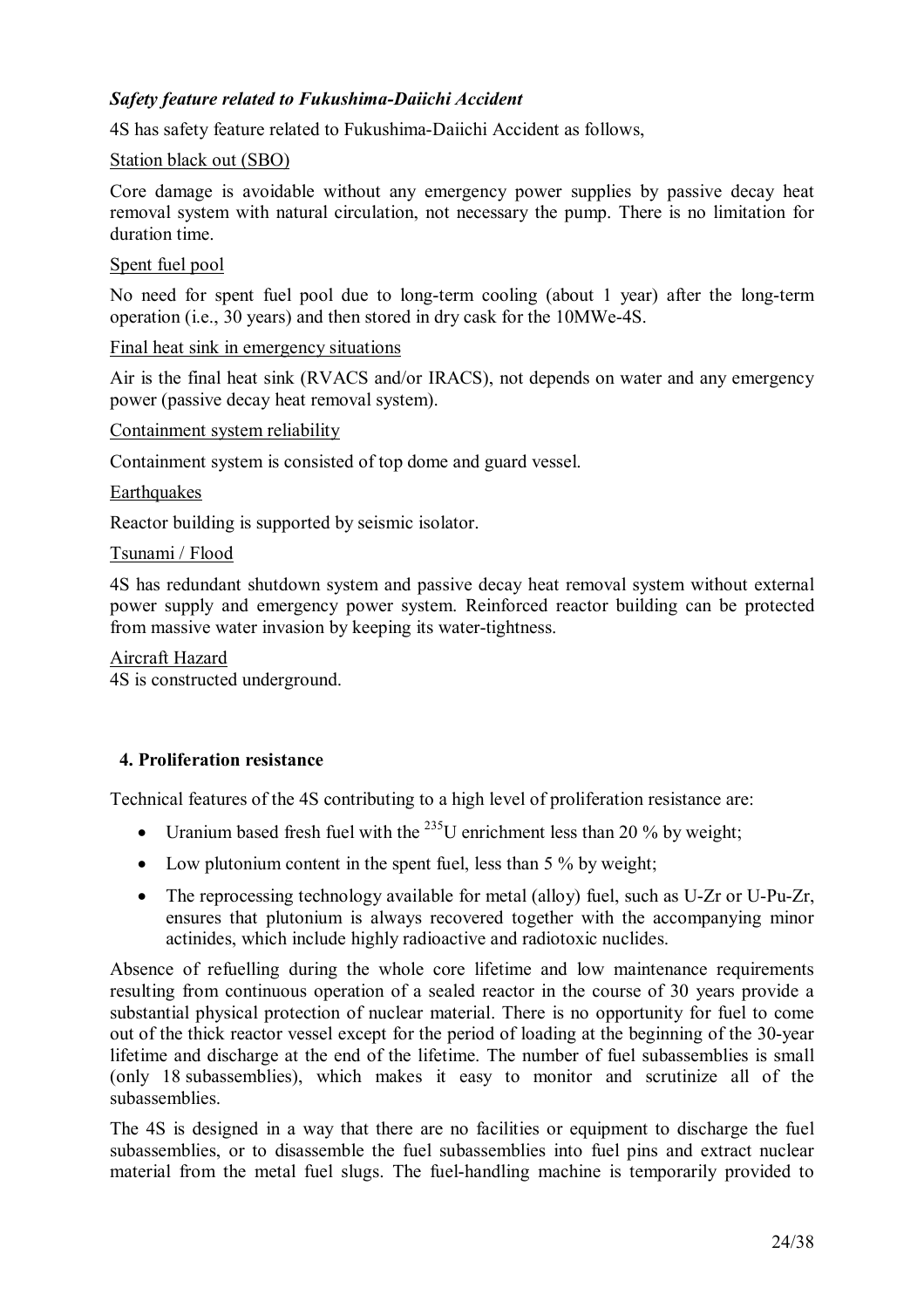***Safety feature related to Fukushima-Daiichi Accident***

4S has safety feature related to Fukushima-Daiichi Accident as follows,

Station black out (SBO)

Core damage is avoidable without any emergency power supplies by passive decay heat removal system with natural circulation, not necessary the pump. There is no limitation for duration time.

Spent fuel pool

No need for spent fuel pool due to long-term cooling (about 1 year) after the long-term operation (i.e., 30 years) and then stored in dry cask for the 10MWe-4S.

Final heat sink in emergency situations

Air is the final heat sink (RVACS and/or IRACS), not depends on water and any emergency power (passive decay heat removal system).

Containment system reliability

Containment system is consisted of top dome and guard vessel.

Earthquakes

Reactor building is supported by seismic isolator.

Tsunami / Flood

4S has redundant shutdown system and passive decay heat removal system without external power supply and emergency power system. Reinforced reactor building can be protected from massive water invasion by keeping its water-tightness.

Aircraft Hazard

4S is constructed underground.

## 4. Proliferation resistance

Technical features of the 4S contributing to a high level of proliferation resistance are:

- Uranium based fresh fuel with the $^{235}$U enrichment less than 20 % by weight;
- Low plutonium content in the spent fuel, less than 5 % by weight;
- The reprocessing technology available for metal (alloy) fuel, such as U-Zr or U-Pu-Zr, ensures that plutonium is always recovered together with the accompanying minor actinides, which include highly radioactive and radiotoxic nuclides.

Absence of refuelling during the whole core lifetime and low maintenance requirements resulting from continuous operation of a sealed reactor in the course of 30 years provide a substantial physical protection of nuclear material. There is no opportunity for fuel to come out of the thick reactor vessel except for the period of loading at the beginning of the 30-year lifetime and discharge at the end of the lifetime. The number of fuel subassemblies is small (only 18 subassemblies), which makes it easy to monitor and scrutinize all of the subassemblies.

The 4S is designed in a way that there are no facilities or equipment to discharge the fuel subassemblies, or to disassemble the fuel subassemblies into fuel pins and extract nuclear material from the metal fuel slugs. The fuel-handling machine is temporarily provided to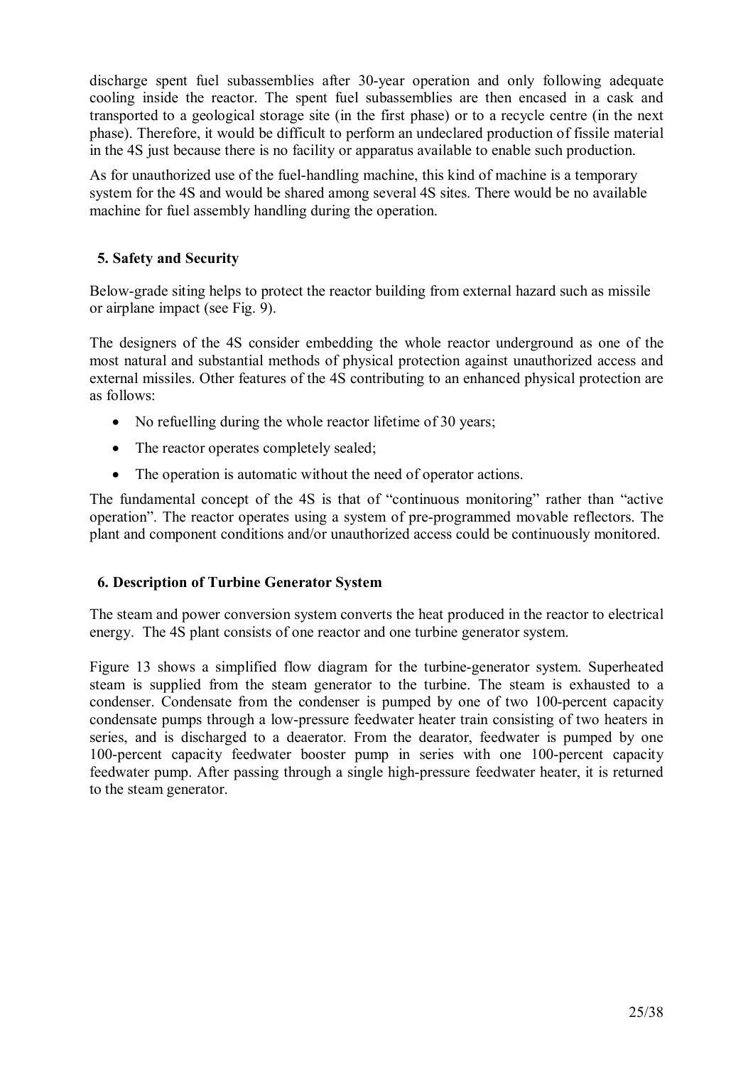discharge spent fuel subassemblies after 30-year operation and only following adequate cooling inside the reactor. The spent fuel subassemblies are then encased in a cask and transported to a geological storage site (in the first phase) or to a recycle centre (in the next phase). Therefore, it would be difficult to perform an undeclared production of fissile material in the 4S just because there is no facility or apparatus available to enable such production.

As for unauthorized use of the fuel-handling machine, this kind of machine is a temporary system for the 4S and would be shared among several 4S sites. There would be no available machine for fuel assembly handling during the operation.

## 5. Safety and Security

Below-grade siting helps to protect the reactor building from external hazard such as missile or airplane impact (see Fig. 9).

The designers of the 4S consider embedding the whole reactor underground as one of the most natural and substantial methods of physical protection against unauthorized access and external missiles. Other features of the 4S contributing to an enhanced physical protection are as follows:

- No refuelling during the whole reactor lifetime of 30 years;
- The reactor operates completely sealed;
- The operation is automatic without the need of operator actions.

The fundamental concept of the 4S is that of "continuous monitoring" rather than "active operation". The reactor operates using a system of pre-programmed movable reflectors. The plant and component conditions and/or unauthorized access could be continuously monitored.

## 6. Description of Turbine Generator System

The steam and power conversion system converts the heat produced in the reactor to electrical energy. The 4S plant consists of one reactor and one turbine generator system.

Figure 13 shows a simplified flow diagram for the turbine-generator system. Superheated steam is supplied from the steam generator to the turbine. The steam is exhausted to a condenser. Condensate from the condenser is pumped by one of two 100-percent capacity condensate pumps through a low-pressure feedwater heater train consisting of two heaters in series, and is discharged to a deaerator. From the dearator, feedwater is pumped by one 100-percent capacity feedwater booster pump in series with one 100-percent capacity feedwater pump. After passing through a single high-pressure feedwater heater, it is returned to the steam generator.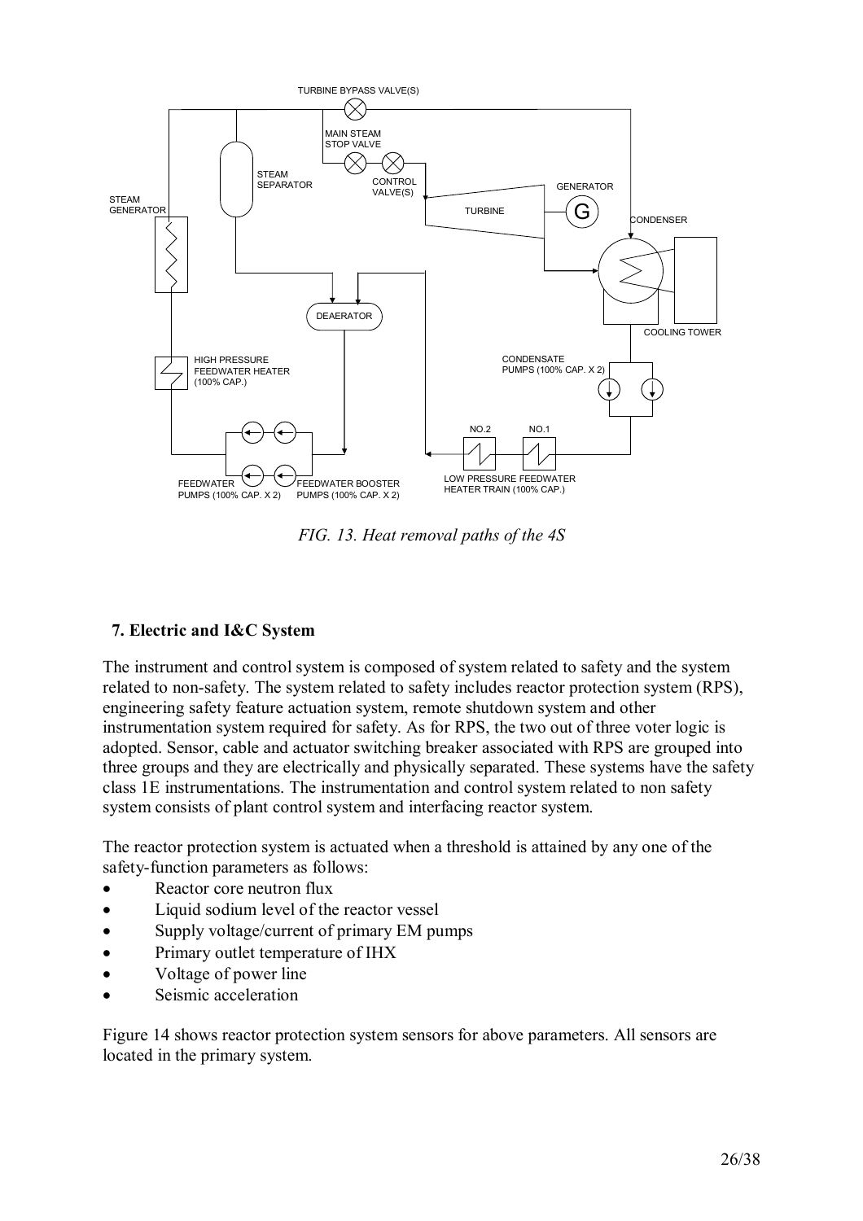*FIG. 13. Heat removal paths of the 4S*

## 7. Electric and I&C System

The instrument and control system is composed of system related to safety and the system related to non-safety. The system related to safety includes reactor protection system (RPS), engineering safety feature actuation system, remote shutdown system and other instrumentation system required for safety. As for RPS, the two out of three voter logic is adopted. Sensor, cable and actuator switching breaker associated with RPS are grouped into three groups and they are electrically and physically separated. These systems have the safety class 1E instrumentations. The instrumentation and control system related to non safety system consists of plant control system and interfacing reactor system.

The reactor protection system is actuated when a threshold is attained by any one of the safety-function parameters as follows:

- Reactor core neutron flux
- Liquid sodium level of the reactor vessel
- Supply voltage/current of primary EM pumps
- Primary outlet temperature of IHX
- Voltage of power line
- Seismic acceleration

Figure 14 shows reactor protection system sensors for above parameters. All sensors are located in the primary system.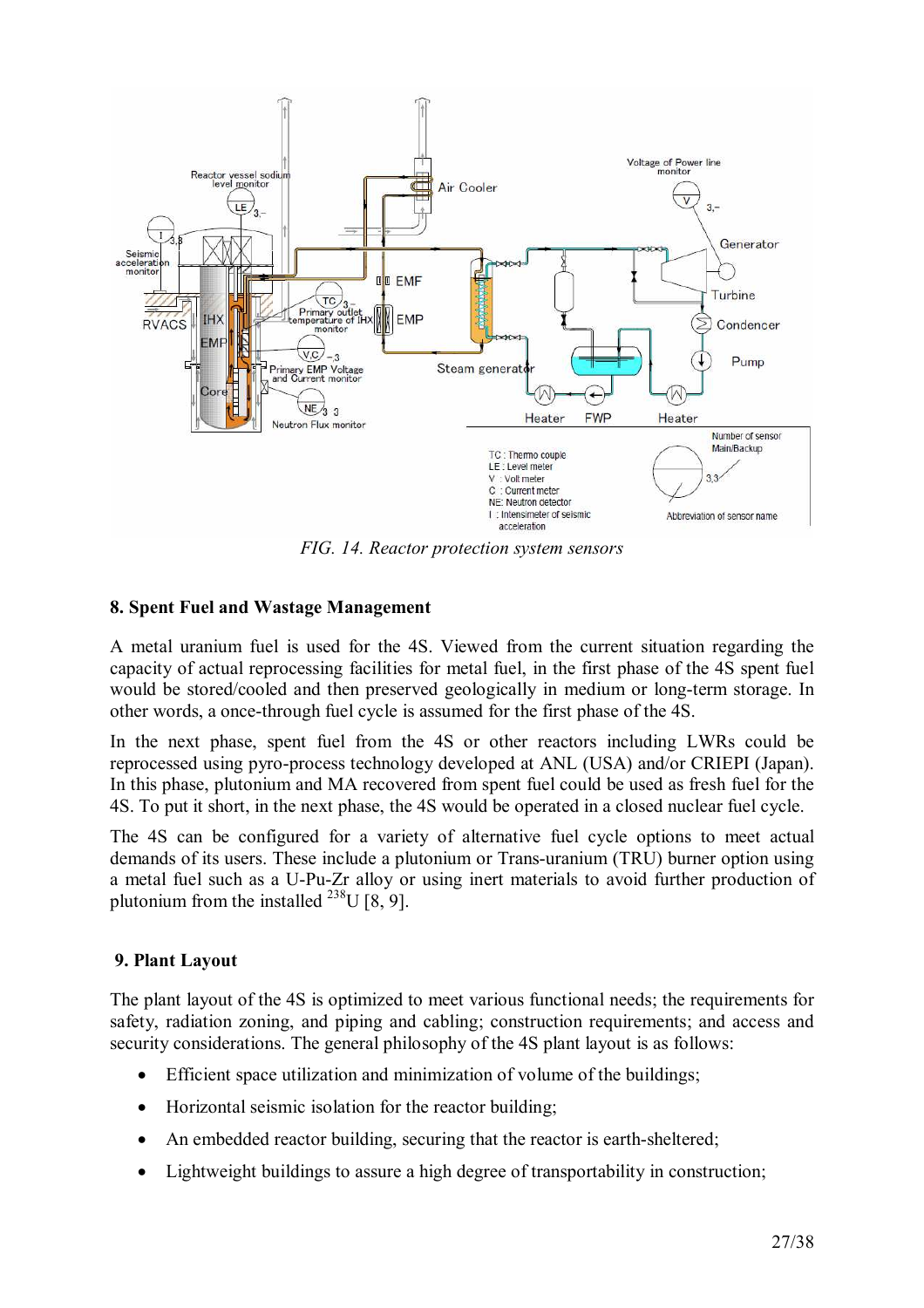FIG. 14. Reactor protection system sensors

## 8. Spent Fuel and Wastage Management

A metal uranium fuel is used for the 4S. Viewed from the current situation regarding the capacity of actual reprocessing facilities for metal fuel, in the first phase of the 4S spent fuel would be stored/cooled and then preserved geologically in medium or long-term storage. In other words, a once-through fuel cycle is assumed for the first phase of the 4S.

In the next phase, spent fuel from the 4S or other reactors including LWRs could be reprocessed using pyro-process technology developed at ANL (USA) and/or CRIEPI (Japan). In this phase, plutonium and MA recovered from spent fuel could be used as fresh fuel for the 4S. To put it short, in the next phase, the 4S would be operated in a closed nuclear fuel cycle.

The 4S can be configured for a variety of alternative fuel cycle options to meet actual demands of its users. These include a plutonium or Trans-uranium (TRU) burner option using a metal fuel such as a U-Pu-Zr alloy or using inert materials to avoid further production of plutonium from the installed $^{238}$U [8, 9].

## 9. Plant Layout

The plant layout of the 4S is optimized to meet various functional needs; the requirements for safety, radiation zoning, and piping and cabling; construction requirements; and access and security considerations. The general philosophy of the 4S plant layout is as follows:

- Efficient space utilization and minimization of volume of the buildings;
- Horizontal seismic isolation for the reactor building;
- An embedded reactor building, securing that the reactor is earth-sheltered;
- Lightweight buildings to assure a high degree of transportability in construction;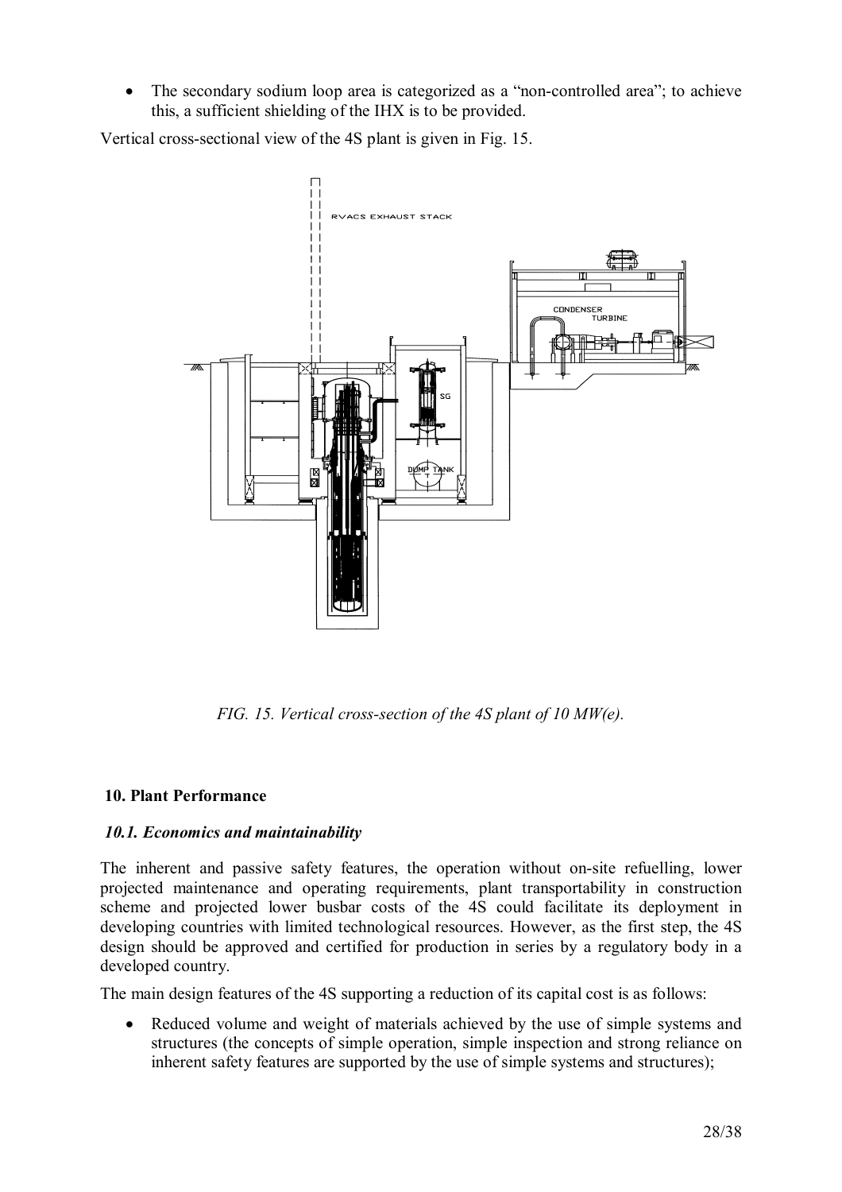- The secondary sodium loop area is categorized as a "non-controlled area"; to achieve this, a sufficient shielding of the IHX is to be provided.

Vertical cross-sectional view of the 4S plant is given in Fig. 15.

*FIG. 15. Vertical cross-section of the 4S plant of 10 MW(e).*

## 10. Plant Performance

### *10.1. Economics and maintainability*

The inherent and passive safety features, the operation without on-site refuelling, lower projected maintenance and operating requirements, plant transportability in construction scheme and projected lower busbar costs of the 4S could facilitate its deployment in developing countries with limited technological resources. However, as the first step, the 4S design should be approved and certified for production in series by a regulatory body in a developed country.

The main design features of the 4S supporting a reduction of its capital cost is as follows:

- Reduced volume and weight of materials achieved by the use of simple systems and structures (the concepts of simple operation, simple inspection and strong reliance on inherent safety features are supported by the use of simple systems and structures);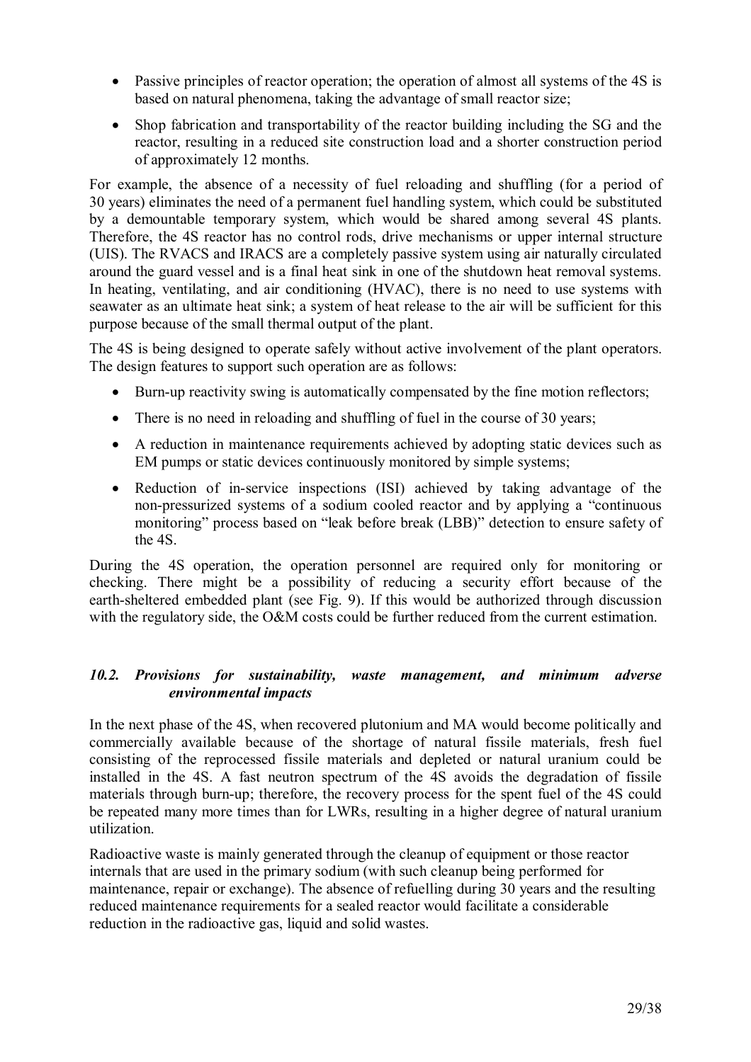- Passive principles of reactor operation; the operation of almost all systems of the 4S is based on natural phenomena, taking the advantage of small reactor size;
- Shop fabrication and transportability of the reactor building including the SG and the reactor, resulting in a reduced site construction load and a shorter construction period of approximately 12 months.

For example, the absence of a necessity of fuel reloading and shuffling (for a period of 30 years) eliminates the need of a permanent fuel handling system, which could be substituted by a demountable temporary system, which would be shared among several 4S plants. Therefore, the 4S reactor has no control rods, drive mechanisms or upper internal structure (UIS). The RVACS and IRACS are a completely passive system using air naturally circulated around the guard vessel and is a final heat sink in one of the shutdown heat removal systems. In heating, ventilating, and air conditioning (HVAC), there is no need to use systems with seawater as an ultimate heat sink; a system of heat release to the air will be sufficient for this purpose because of the small thermal output of the plant.

The 4S is being designed to operate safely without active involvement of the plant operators. The design features to support such operation are as follows:

- Burn-up reactivity swing is automatically compensated by the fine motion reflectors;
- There is no need in reloading and shuffling of fuel in the course of 30 years;
- A reduction in maintenance requirements achieved by adopting static devices such as EM pumps or static devices continuously monitored by simple systems;
- Reduction of in-service inspections (ISI) achieved by taking advantage of the non-pressurized systems of a sodium cooled reactor and by applying a "continuous monitoring" process based on "leak before break (LBB)" detection to ensure safety of the 4S.

During the 4S operation, the operation personnel are required only for monitoring or checking. There might be a possibility of reducing a security effort because of the earth-sheltered embedded plant (see Fig. 9). If this would be authorized through discussion with the regulatory side, the O&M costs could be further reduced from the current estimation.

### *10.2. Provisions for sustainability, waste management, and minimum adverse environmental impacts*

In the next phase of the 4S, when recovered plutonium and MA would become politically and commercially available because of the shortage of natural fissile materials, fresh fuel consisting of the reprocessed fissile materials and depleted or natural uranium could be installed in the 4S. A fast neutron spectrum of the 4S avoids the degradation of fissile materials through burn-up; therefore, the recovery process for the spent fuel of the 4S could be repeated many more times than for LWRs, resulting in a higher degree of natural uranium utilization.

Radioactive waste is mainly generated through the cleanup of equipment or those reactor internals that are used in the primary sodium (with such cleanup being performed for maintenance, repair or exchange). The absence of refuelling during 30 years and the resulting reduced maintenance requirements for a sealed reactor would facilitate a considerable reduction in the radioactive gas, liquid and solid wastes.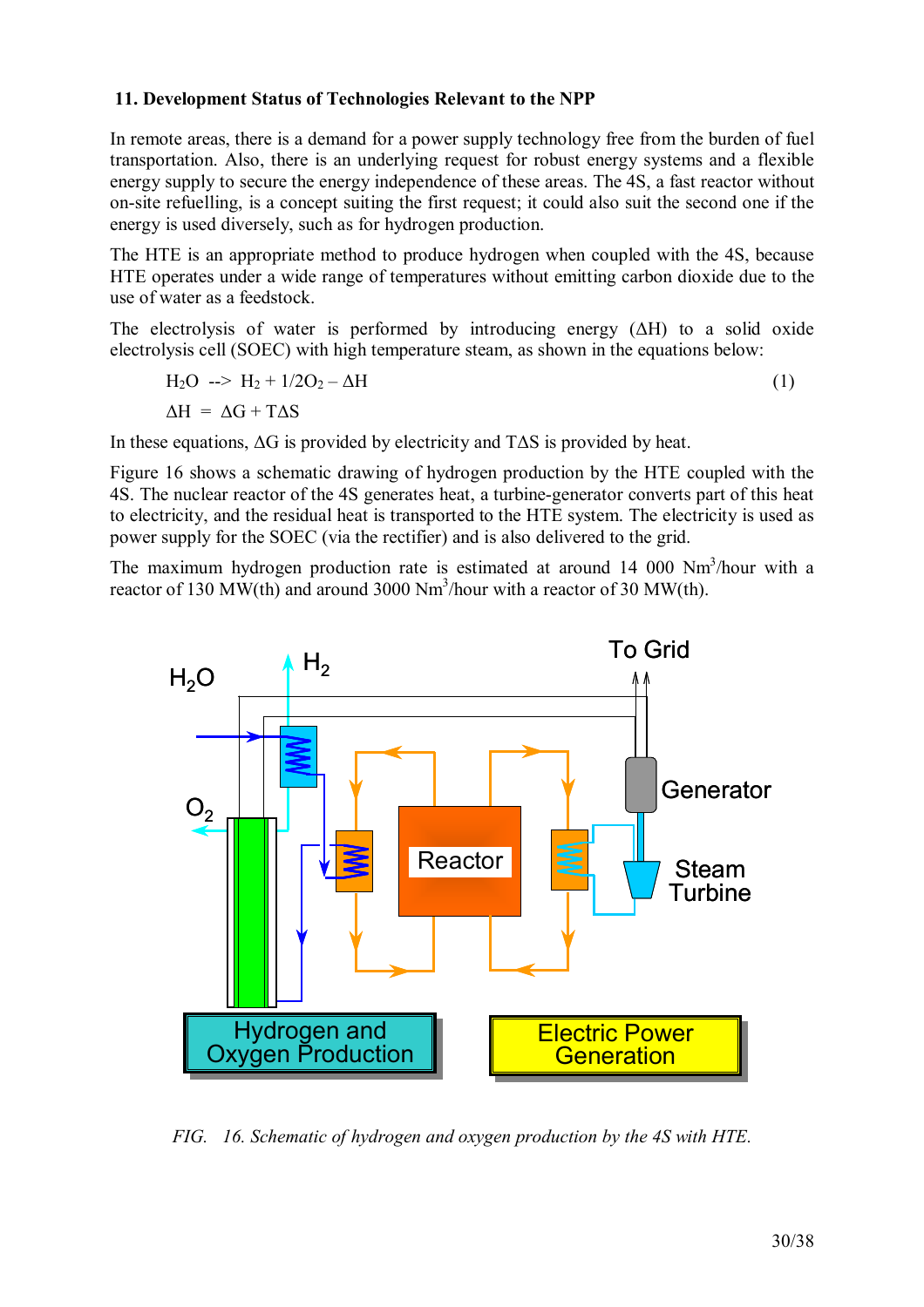## 11. Development Status of Technologies Relevant to the NPP

In remote areas, there is a demand for a power supply technology free from the burden of fuel transportation. Also, there is an underlying request for robust energy systems and a flexible energy supply to secure the energy independence of these areas. The 4S, a fast reactor without on-site refuelling, is a concept suiting the first request; it could also suit the second one if the energy is used diversely, such as for hydrogen production.

The HTE is an appropriate method to produce hydrogen when coupled with the 4S, because HTE operates under a wide range of temperatures without emitting carbon dioxide due to the use of water as a feedstock.

The electrolysis of water is performed by introducing energy (ΔH) to a solid oxide electrolysis cell (SOEC) with high temperature steam, as shown in the equations below:

$$H_2O \; \text{-->} \; H_2 + 1/2O_2 - \Delta H \qquad (1)$$

$$\Delta H = \Delta G + T\Delta S$$

In these equations, ΔG is provided by electricity and TΔS is provided by heat.

Figure 16 shows a schematic drawing of hydrogen production by the HTE coupled with the 4S. The nuclear reactor of the 4S generates heat, a turbine-generator converts part of this heat to electricity, and the residual heat is transported to the HTE system. The electricity is used as power supply for the SOEC (via the rectifier) and is also delivered to the grid.

The maximum hydrogen production rate is estimated at around 14 000 $Nm^3$/hour with a reactor of 130 MW(th) and around 3000 $Nm^3$/hour with a reactor of 30 MW(th).

*FIG. 16. Schematic of hydrogen and oxygen production by the 4S with HTE.*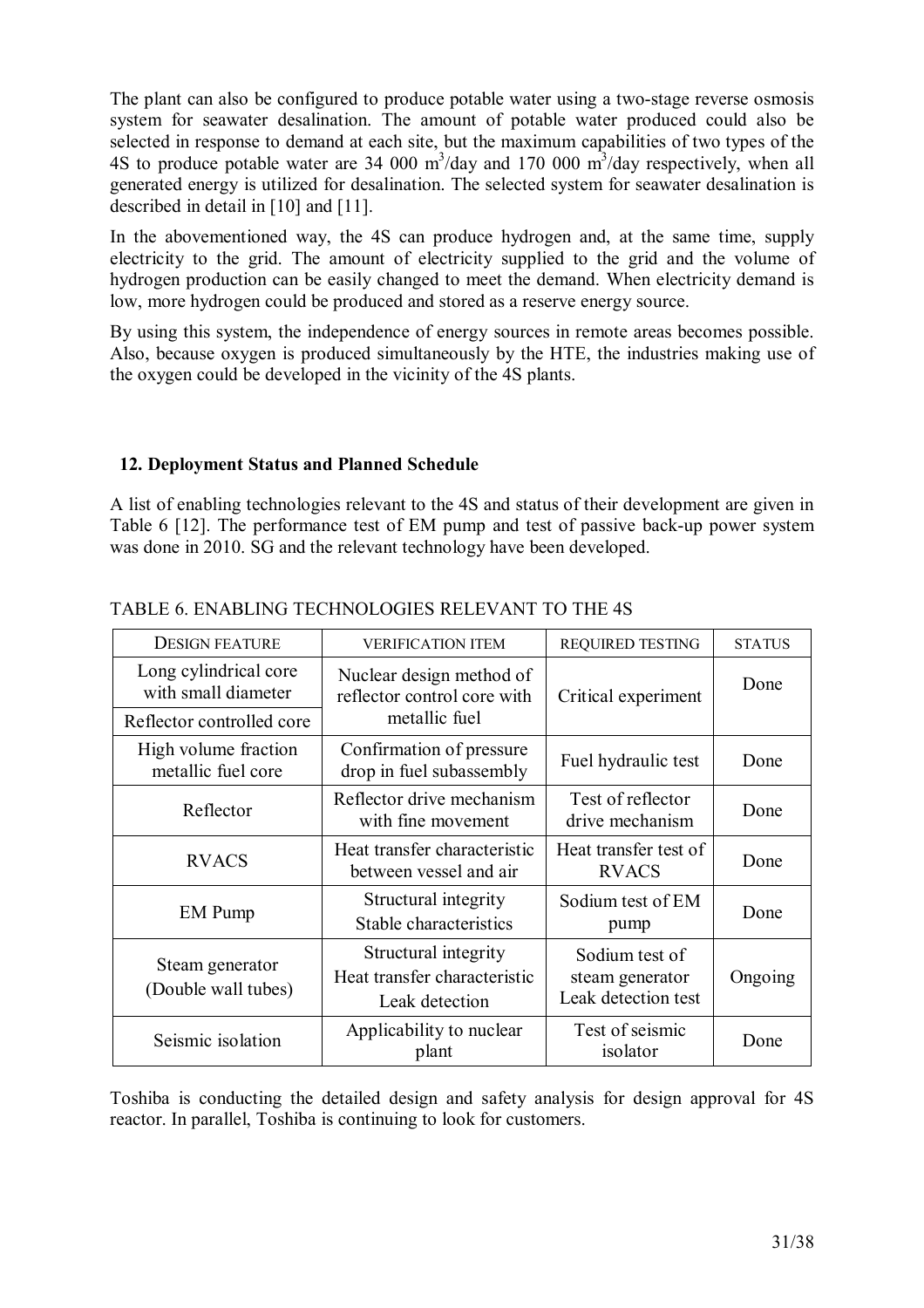The plant can also be configured to produce potable water using a two-stage reverse osmosis system for seawater desalination. The amount of potable water produced could also be selected in response to demand at each site, but the maximum capabilities of two types of the 4S to produce potable water are 34 000 $m^3$/day and 170 000 $m^3$/day respectively, when all generated energy is utilized for desalination. The selected system for seawater desalination is described in detail in [10] and [11].

In the abovementioned way, the 4S can produce hydrogen and, at the same time, supply electricity to the grid. The amount of electricity supplied to the grid and the volume of hydrogen production can be easily changed to meet the demand. When electricity demand is low, more hydrogen could be produced and stored as a reserve energy source.

By using this system, the independence of energy sources in remote areas becomes possible. Also, because oxygen is produced simultaneously by the HTE, the industries making use of the oxygen could be developed in the vicinity of the 4S plants.

## 12. Deployment Status and Planned Schedule

A list of enabling technologies relevant to the 4S and status of their development are given in Table 6 [12]. The performance test of EM pump and test of passive back-up power system was done in 2010. SG and the relevant technology have been developed.

TABLE 6. ENABLING TECHNOLOGIES RELEVANT TO THE 4S

| DESIGN FEATURE | VERIFICATION ITEM | REQUIRED TESTING | STATUS |
|---|---|---|---|
| Long cylindrical core with small diameter<br>Reflector controlled core | Nuclear design method of reflector control core with metallic fuel | Critical experiment | Done |
| High volume fraction metallic fuel core | Confirmation of pressure drop in fuel subassembly | Fuel hydraulic test | Done |
| Reflector | Reflector drive mechanism with fine movement | Test of reflector drive mechanism | Done |
| RVACS | Heat transfer characteristic between vessel and air | Heat transfer test of RVACS | Done |
| EM Pump | Structural integrity<br>Stable characteristics | Sodium test of EM pump | Done |
| Steam generator (Double wall tubes) | Structural integrity<br>Heat transfer characteristic<br>Leak detection | Sodium test of steam generator<br>Leak detection test | Ongoing |
| Seismic isolation | Applicability to nuclear plant | Test of seismic isolator | Done |

Toshiba is conducting the detailed design and safety analysis for design approval for 4S reactor. In parallel, Toshiba is continuing to look for customers.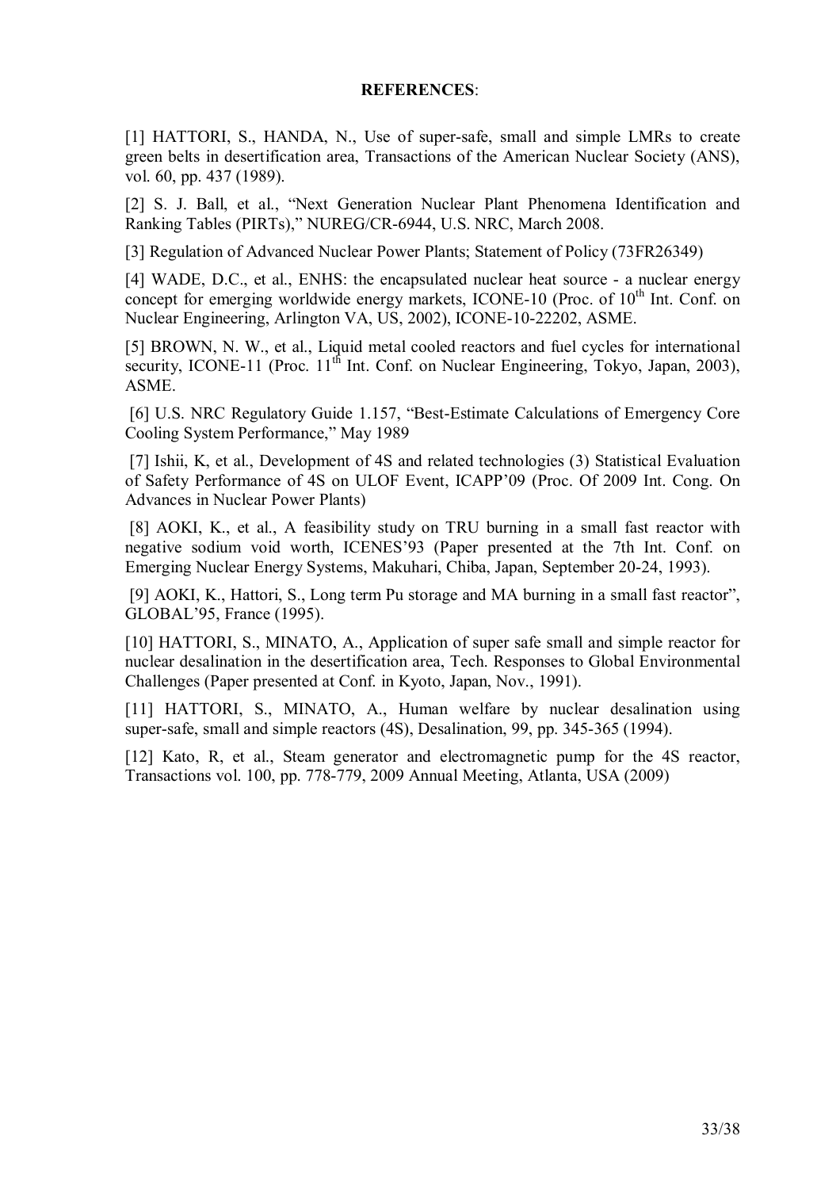**REFERENCES**:

[1] HATTORI, S., HANDA, N., Use of super-safe, small and simple LMRs to create green belts in desertification area, Transactions of the American Nuclear Society (ANS), vol. 60, pp. 437 (1989).

[2] S. J. Ball, et al., "Next Generation Nuclear Plant Phenomena Identification and Ranking Tables (PIRTs)," NUREG/CR-6944, U.S. NRC, March 2008.

[3] Regulation of Advanced Nuclear Power Plants; Statement of Policy (73FR26349)

[4] WADE, D.C., et al., ENHS: the encapsulated nuclear heat source - a nuclear energy concept for emerging worldwide energy markets, ICONE-10 (Proc. of 10th Int. Conf. on Nuclear Engineering, Arlington VA, US, 2002), ICONE-10-22202, ASME.

[5] BROWN, N. W., et al., Liquid metal cooled reactors and fuel cycles for international security, ICONE-11 (Proc. 11th Int. Conf. on Nuclear Engineering, Tokyo, Japan, 2003), ASME.

[6] U.S. NRC Regulatory Guide 1.157, "Best-Estimate Calculations of Emergency Core Cooling System Performance," May 1989

[7] Ishii, K, et al., Development of 4S and related technologies (3) Statistical Evaluation of Safety Performance of 4S on ULOF Event, ICAPP'09 (Proc. Of 2009 Int. Cong. On Advances in Nuclear Power Plants)

[8] AOKI, K., et al., A feasibility study on TRU burning in a small fast reactor with negative sodium void worth, ICENES'93 (Paper presented at the 7th Int. Conf. on Emerging Nuclear Energy Systems, Makuhari, Chiba, Japan, September 20-24, 1993).

[9] AOKI, K., Hattori, S., Long term Pu storage and MA burning in a small fast reactor", GLOBAL'95, France (1995).

[10] HATTORI, S., MINATO, A., Application of super safe small and simple reactor for nuclear desalination in the desertification area, Tech. Responses to Global Environmental Challenges (Paper presented at Conf. in Kyoto, Japan, Nov., 1991).

[11] HATTORI, S., MINATO, A., Human welfare by nuclear desalination using super-safe, small and simple reactors (4S), Desalination, 99, pp. 345-365 (1994).

[12] Kato, R, et al., Steam generator and electromagnetic pump for the 4S reactor, Transactions vol. 100, pp. 778-779, 2009 Annual Meeting, Atlanta, USA (2009)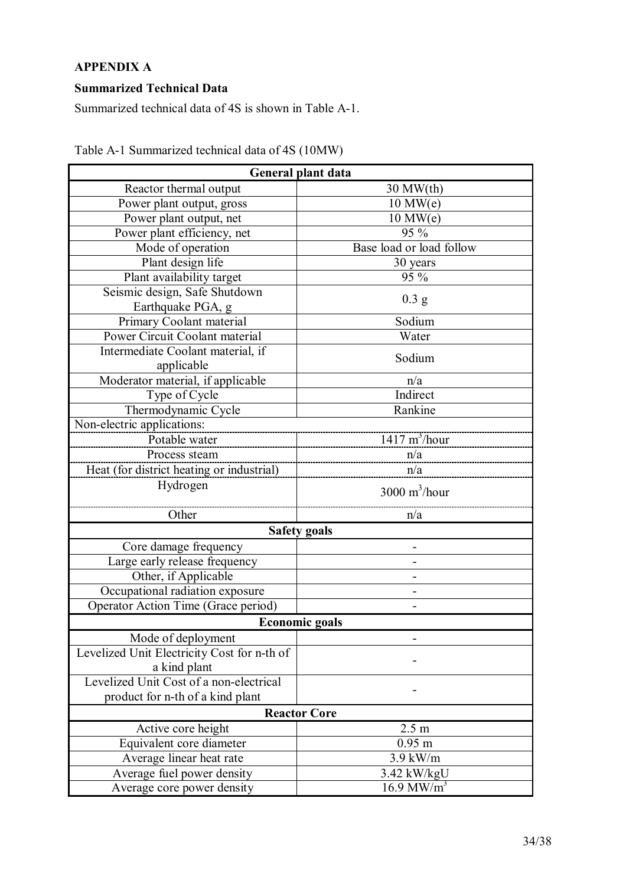**APPENDIX A**

**Summarized Technical Data**

Summarized technical data of 4S is shown in Table A-1.

Table A-1 Summarized technical data of 4S (10MW)

| **General plant data** | |
|---|---|
| Reactor thermal output | 30 MW(th) |
| Power plant output, gross | 10 MW(e) |
| Power plant output, net | 10 MW(e) |
| Power plant efficiency, net | 95 % |
| Mode of operation | Base load or load follow |
| Plant design life | 30 years |
| Plant availability target | 95 % |
| Seismic design, Safe Shutdown Earthquake PGA, g | 0.3 g |
| Primary Coolant material | Sodium |
| Power Circuit Coolant material | Water |
| Intermediate Coolant material, if applicable | Sodium |
| Moderator material, if applicable | n/a |
| Type of Cycle | Indirect |
| Thermodynamic Cycle | Rankine |
| Non-electric applications: | |
| Potable water | 1417 $m^3$/hour |
| Process steam | n/a |
| Heat (for district heating or industrial) | n/a |
| Hydrogen | 3000 $m^3$/hour |
| Other | n/a |
| **Safety goals** | |
| Core damage frequency | - |
| Large early release frequency | - |
| Other, if Applicable | - |
| Occupational radiation exposure | - |
| Operator Action Time (Grace period) | - |
| **Economic goals** | |
| Mode of deployment | - |
| Levelized Unit Electricity Cost for n-th of a kind plant | - |
| Levelized Unit Cost of a non-electrical product for n-th of a kind plant | - |
| **Reactor Core** | |
| Active core height | 2.5 m |
| Equivalent core diameter | 0.95 m |
| Average linear heat rate | 3.9 kW/m |
| Average fuel power density | 3.42 kW/kgU |
| Average core power density | 16.9 MW/$m^3$ |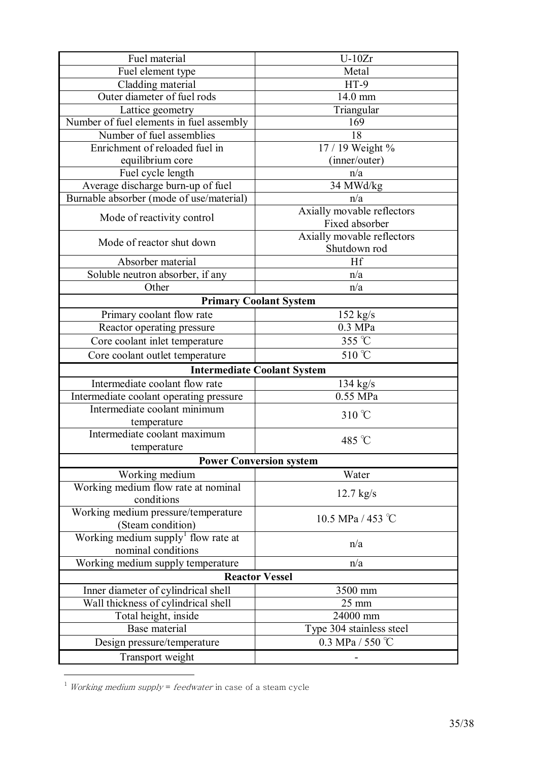| | |
|---|---|
| Fuel material | U-10Zr |
| Fuel element type | Metal |
| Cladding material | HT-9 |
| Outer diameter of fuel rods | 14.0 mm |
| Lattice geometry | Triangular |
| Number of fuel elements in fuel assembly | 169 |
| Number of fuel assemblies | 18 |
| Enrichment of reloaded fuel in equilibrium core | 17 / 19 Weight % (inner/outer) |
| Fuel cycle length | n/a |
| Average discharge burn-up of fuel | 34 MWd/kg |
| Burnable absorber (mode of use/material) | n/a |
| Mode of reactivity control | Axially movable reflectors<br>Fixed absorber |
| Mode of reactor shut down | Axially movable reflectors<br>Shutdown rod |
| Absorber material | Hf |
| Soluble neutron absorber, if any | n/a |
| Other | n/a |
| **Primary Coolant System** | |
| Primary coolant flow rate | 152 kg/s |
| Reactor operating pressure | 0.3 MPa |
| Core coolant inlet temperature | 355 ℃ |
| Core coolant outlet temperature | 510 ℃ |
| **Intermediate Coolant System** | |
| Intermediate coolant flow rate | 134 kg/s |
| Intermediate coolant operating pressure | 0.55 MPa |
| Intermediate coolant minimum temperature | 310 ℃ |
| Intermediate coolant maximum temperature | 485 ℃ |
| **Power Conversion system** | |
| Working medium | Water |
| Working medium flow rate at nominal conditions | 12.7 kg/s |
| Working medium pressure/temperature (Steam condition) | 10.5 MPa / 453 ℃ |
| Working medium supply[1] flow rate at nominal conditions | n/a |
| Working medium supply temperature | n/a |
| **Reactor Vessel** | |
| Inner diameter of cylindrical shell | 3500 mm |
| Wall thickness of cylindrical shell | 25 mm |
| Total height, inside | 24000 mm |
| Base material | Type 304 stainless steel |
| Design pressure/temperature | 0.3 MPa / 550 ℃ |
| Transport weight | - |

[1] *Working medium supply* = *feedwater* in case of a steam cycle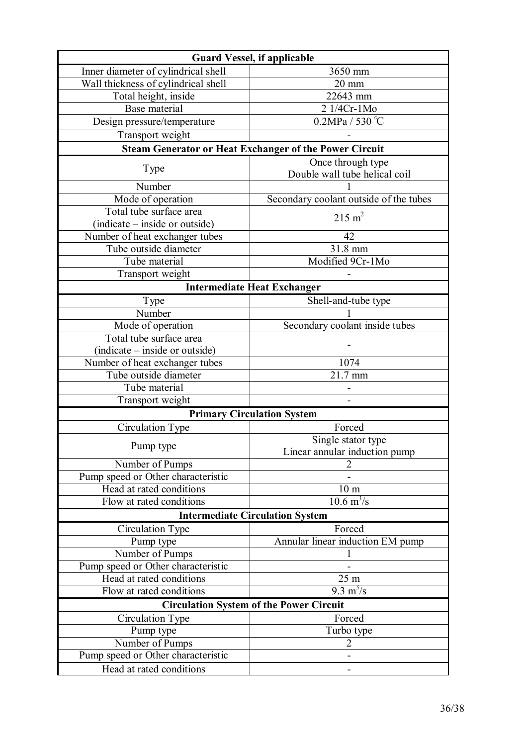| Guard Vessel, if applicable | |
|---|---|
| Inner diameter of cylindrical shell | 3650 mm |
| Wall thickness of cylindrical shell | 20 mm |
| Total height, inside | 22643 mm |
| Base material | 2 1/4Cr-1Mo |
| Design pressure/temperature | 0.2MPa / 530 ℃ |
| Transport weight | - |
| **Steam Generator or Heat Exchanger of the Power Circuit** | |
| Type | Once through type<br>Double wall tube helical coil |
| Number | 1 |
| Mode of operation | Secondary coolant outside of the tubes |
| Total tube surface area<br>(indicate – inside or outside) | 215 $m^2$ |
| Number of heat exchanger tubes | 42 |
| Tube outside diameter | 31.8 mm |
| Tube material | Modified 9Cr-1Mo |
| Transport weight | - |
| **Intermediate Heat Exchanger** | |
| Type | Shell-and-tube type |
| Number | 1 |
| Mode of operation | Secondary coolant inside tubes |
| Total tube surface area<br>(indicate – inside or outside) | - |
| Number of heat exchanger tubes | 1074 |
| Tube outside diameter | 21.7 mm |
| Tube material | - |
| Transport weight | - |
| **Primary Circulation System** | |
| Circulation Type | Forced |
| Pump type | Single stator type<br>Linear annular induction pump |
| Number of Pumps | 2 |
| Pump speed or Other characteristic | - |
| Head at rated conditions | 10 m |
| Flow at rated conditions | 10.6 $m^3/s$ |
| **Intermediate Circulation System** | |
| Circulation Type | Forced |
| Pump type | Annular linear induction EM pump |
| Number of Pumps | 1 |
| Pump speed or Other characteristic | - |
| Head at rated conditions | 25 m |
| Flow at rated conditions | 9.3 $m^3/s$ |
| **Circulation System of the Power Circuit** | |
| Circulation Type | Forced |
| Pump type | Turbo type |
| Number of Pumps | 2 |
| Pump speed or Other characteristic | - |
| Head at rated conditions | - |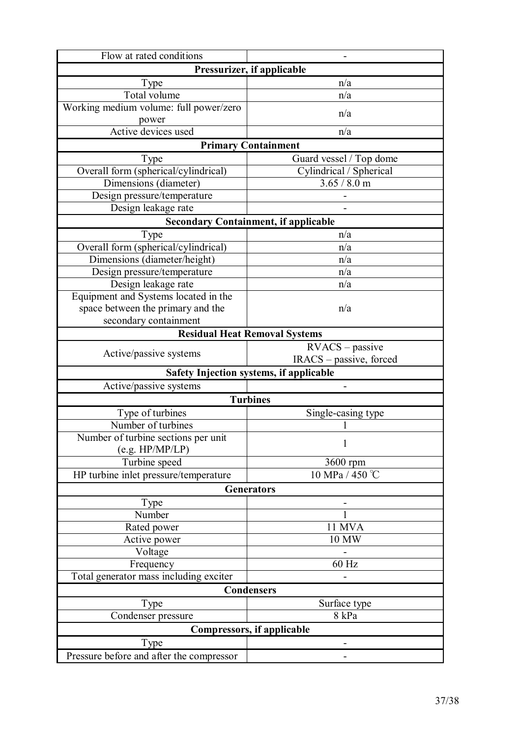| | |
|---|---|
| Flow at rated conditions | - |
| **Pressurizer, if applicable** | |
| Type | n/a |
| Total volume | n/a |
| Working medium volume: full power/zero power | n/a |
| Active devices used | n/a |
| **Primary Containment** | |
| Type | Guard vessel / Top dome |
| Overall form (spherical/cylindrical) | Cylindrical / Spherical |
| Dimensions (diameter) | 3.65 / 8.0 m |
| Design pressure/temperature | - |
| Design leakage rate | - |
| **Secondary Containment, if applicable** | |
| Type | n/a |
| Overall form (spherical/cylindrical) | n/a |
| Dimensions (diameter/height) | n/a |
| Design pressure/temperature | n/a |
| Design leakage rate | n/a |
| Equipment and Systems located in the space between the primary and the secondary containment | n/a |
| **Residual Heat Removal Systems** | |
| Active/passive systems | RVACS – passive<br>IRACS – passive, forced |
| **Safety Injection systems, if applicable** | |
| Active/passive systems | - |
| **Turbines** | |
| Type of turbines | Single-casing type |
| Number of turbines | 1 |
| Number of turbine sections per unit (e.g. HP/MP/LP) | 1 |
| Turbine speed | 3600 rpm |
| HP turbine inlet pressure/temperature | 10 MPa / 450 ℃ |
| **Generators** | |
| Type | - |
| Number | 1 |
| Rated power | 11 MVA |
| Active power | 10 MW |
| Voltage | - |
| Frequency | 60 Hz |
| Total generator mass including exciter | - |
| **Condensers** | |
| Type | Surface type |
| Condenser pressure | 8 kPa |
| **Compressors, if applicable** | |
| Type | - |
| Pressure before and after the compressor | - |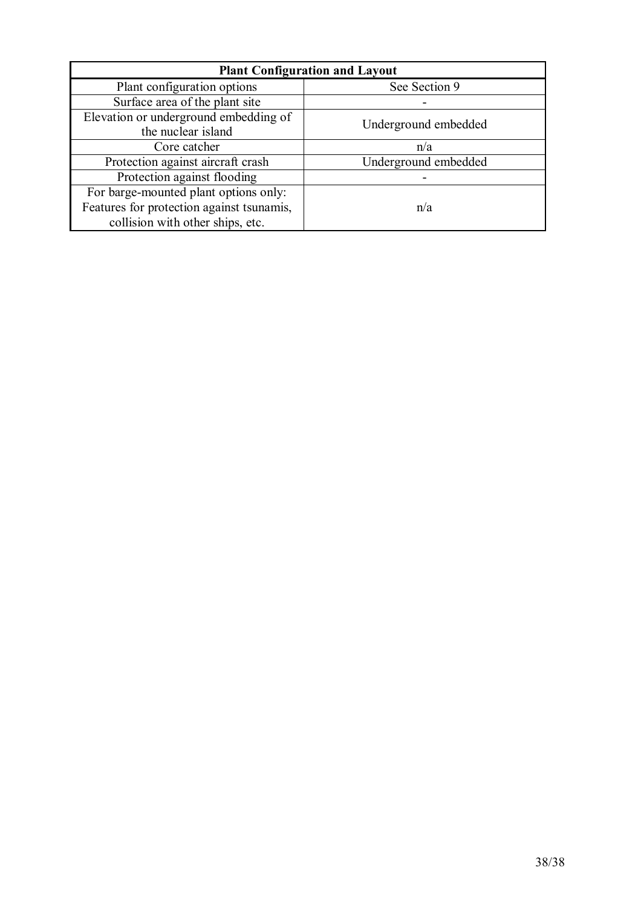| Plant Configuration and Layout | |
|---|---|
| Plant configuration options | See Section 9 |
| Surface area of the plant site | - |
| Elevation or underground embedding of the nuclear island | Underground embedded |
| Core catcher | n/a |
| Protection against aircraft crash | Underground embedded |
| Protection against flooding | - |
| For barge-mounted plant options only: Features for protection against tsunamis, collision with other ships, etc. | n/a |